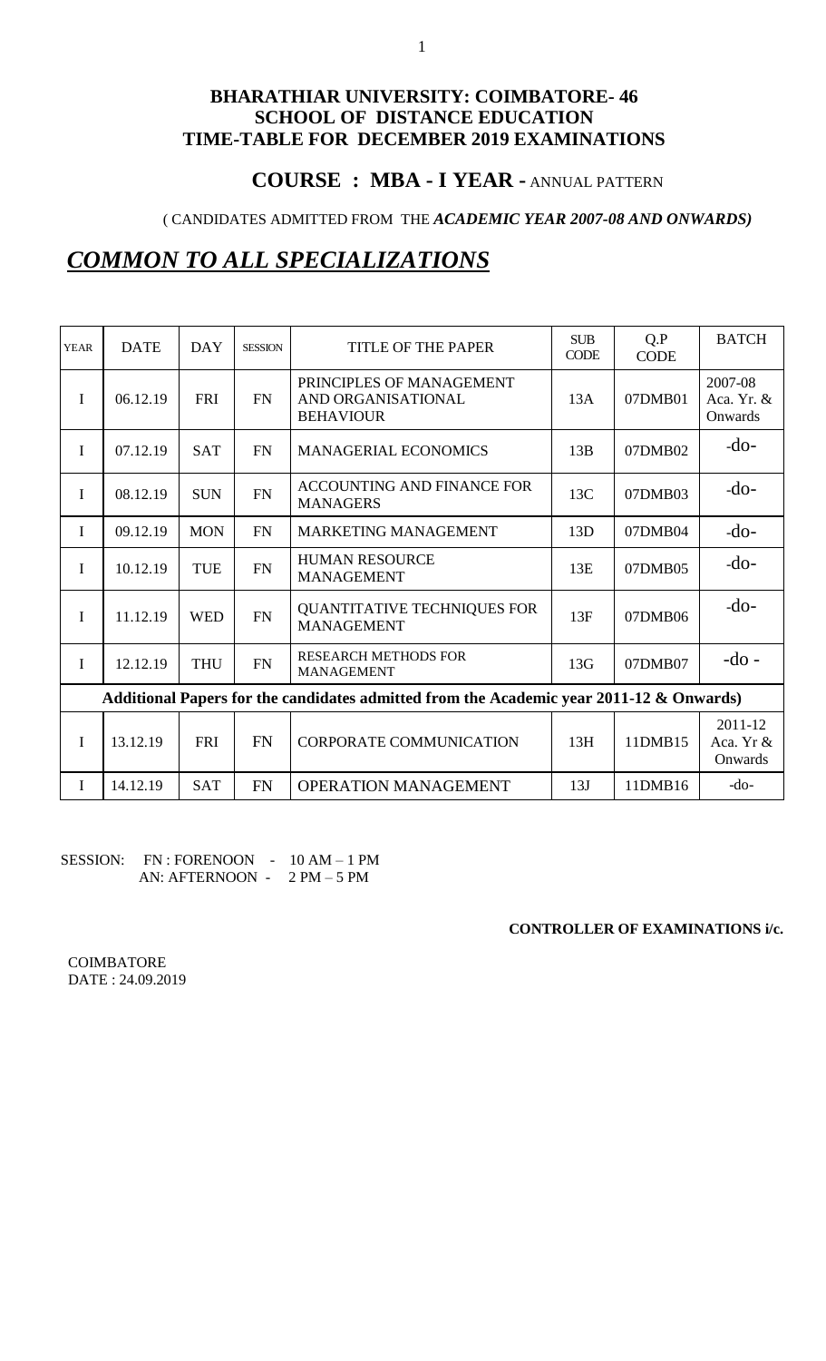**BHARATHIAR UNIVERSITY: COIMBATORE- 46**
**SCHOOL OF DISTANCE EDUCATION**
**TIME-TABLE FOR DECEMBER 2019 EXAMINATIONS**

## COURSE : MBA - I YEAR - ANNUAL PATTERN

( CANDIDATES ADMITTED FROM THE ***ACADEMIC YEAR 2007-08 AND ONWARDS)***

# ***COMMON TO ALL SPECIALIZATIONS***

| YEAR | DATE | DAY | SESSION | TITLE OF THE PAPER | SUB CODE | Q.P CODE | BATCH |
|---|---|---|---|---|---|---|---|
| I | 06.12.19 | FRI | FN | PRINCIPLES OF MANAGEMENT AND ORGANISATIONAL BEHAVIOUR | 13A | 07DMB01 | 2007-08 Aca. Yr. & Onwards |
| I | 07.12.19 | SAT | FN | MANAGERIAL ECONOMICS | 13B | 07DMB02 | -do- |
| I | 08.12.19 | SUN | FN | ACCOUNTING AND FINANCE FOR MANAGERS | 13C | 07DMB03 | -do- |
| I | 09.12.19 | MON | FN | MARKETING MANAGEMENT | 13D | 07DMB04 | -do- |
| I | 10.12.19 | TUE | FN | HUMAN RESOURCE MANAGEMENT | 13E | 07DMB05 | -do- |
| I | 11.12.19 | WED | FN | QUANTITATIVE TECHNIQUES FOR MANAGEMENT | 13F | 07DMB06 | -do- |
| I | 12.12.19 | THU | FN | RESEARCH METHODS FOR MANAGEMENT | 13G | 07DMB07 | -do - |
| **Additional Papers for the candidates admitted from the Academic year 2011-12 & Onwards)** | | | | | | | |
| I | 13.12.19 | FRI | FN | CORPORATE COMMUNICATION | 13H | 11DMB15 | 2011-12 Aca. Yr & Onwards |
| I | 14.12.19 | SAT | FN | OPERATION MANAGEMENT | 13J | 11DMB16 | -do- |

SESSION: FN : FORENOON - 10 AM – 1 PM
AN: AFTERNOON - 2 PM – 5 PM

**CONTROLLER OF EXAMINATIONS i/c.**

COIMBATORE
DATE : 24.09.2019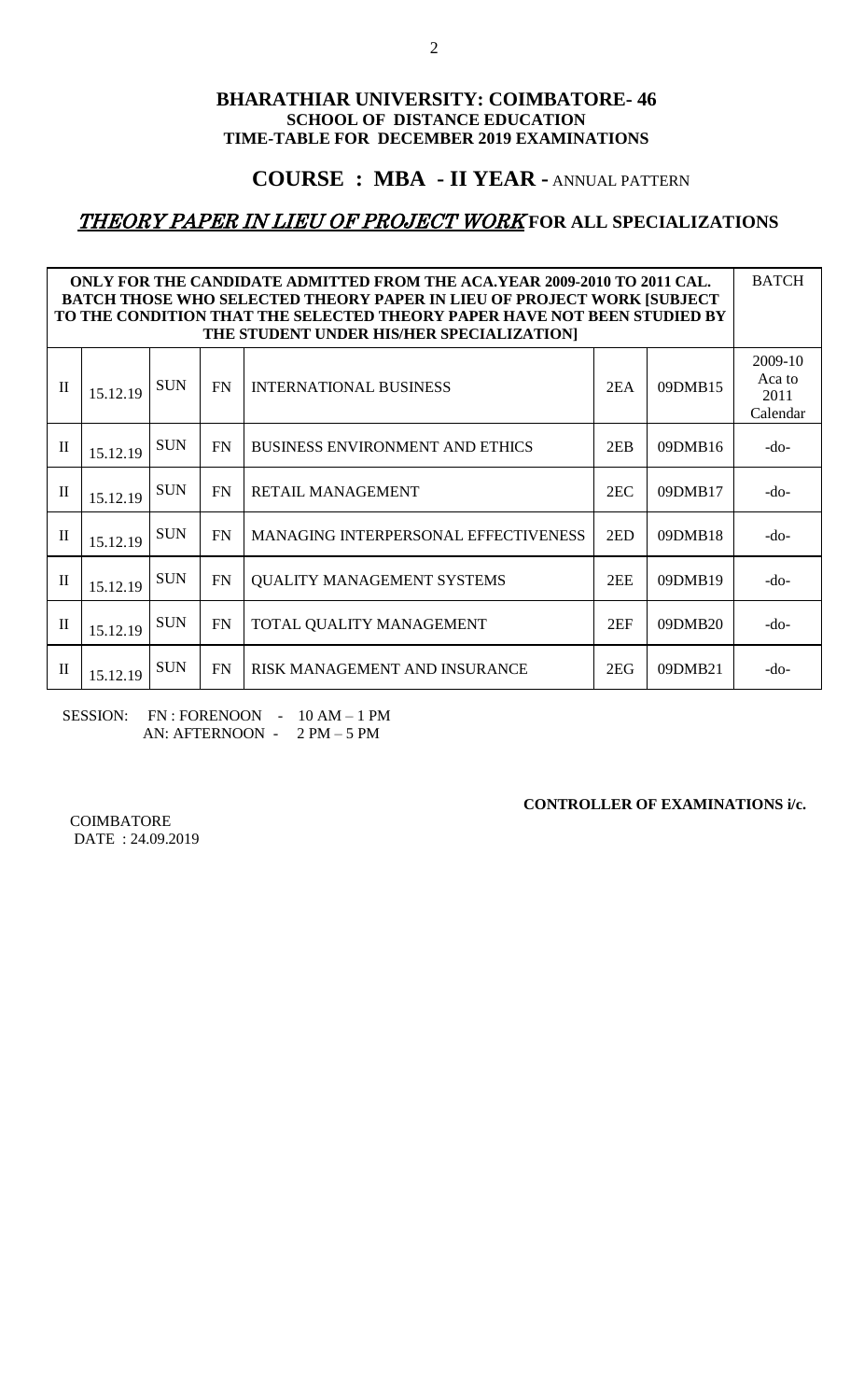**BHARATHIAR UNIVERSITY: COIMBATORE- 46**
**SCHOOL OF DISTANCE EDUCATION**
**TIME-TABLE FOR DECEMBER 2019 EXAMINATIONS**

## COURSE : MBA - II YEAR - ANNUAL PATTERN

## *THEORY PAPER IN LIEU OF PROJECT WORK* FOR ALL SPECIALIZATIONS

| ONLY FOR THE CANDIDATE ADMITTED FROM THE ACA.YEAR 2009-2010 TO 2011 CAL. BATCH THOSE WHO SELECTED THEORY PAPER IN LIEU OF PROJECT WORK [SUBJECT TO THE CONDITION THAT THE SELECTED THEORY PAPER HAVE NOT BEEN STUDIED BY THE STUDENT UNDER HIS/HER SPECIALIZATION] | | | | | | | BATCH |
|---|---|---|---|---|---|---|---|
| II | 15.12.19 | SUN | FN | INTERNATIONAL BUSINESS | 2EA | 09DMB15 | 2009-10 Aca to 2011 Calendar |
| II | 15.12.19 | SUN | FN | BUSINESS ENVIRONMENT AND ETHICS | 2EB | 09DMB16 | -do- |
| II | 15.12.19 | SUN | FN | RETAIL MANAGEMENT | 2EC | 09DMB17 | -do- |
| II | 15.12.19 | SUN | FN | MANAGING INTERPERSONAL EFFECTIVENESS | 2ED | 09DMB18 | -do- |
| II | 15.12.19 | SUN | FN | QUALITY MANAGEMENT SYSTEMS | 2EE | 09DMB19 | -do- |
| II | 15.12.19 | SUN | FN | TOTAL QUALITY MANAGEMENT | 2EF | 09DMB20 | -do- |
| II | 15.12.19 | SUN | FN | RISK MANAGEMENT AND INSURANCE | 2EG | 09DMB21 | -do- |

SESSION: FN : FORENOON - 10 AM – 1 PM
AN: AFTERNOON - 2 PM – 5 PM

**CONTROLLER OF EXAMINATIONS i/c.**

COIMBATORE
DATE : 24.09.2019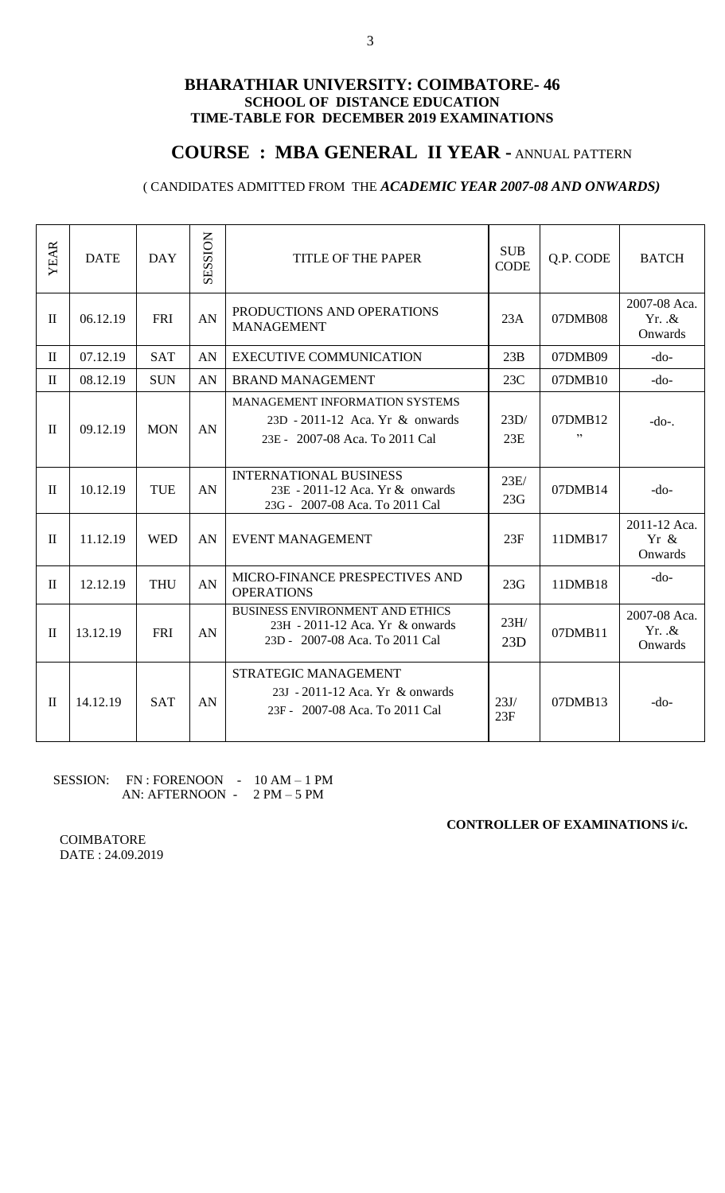**BHARATHIAR UNIVERSITY: COIMBATORE- 46**
**SCHOOL OF DISTANCE EDUCATION**
**TIME-TABLE FOR DECEMBER 2019 EXAMINATIONS**

## COURSE : MBA GENERAL II YEAR - ANNUAL PATTERN

( CANDIDATES ADMITTED FROM THE ***ACADEMIC YEAR 2007-08 AND ONWARDS)***

| YEAR | DATE | DAY | SESSION | TITLE OF THE PAPER | SUB CODE | Q.P. CODE | BATCH |
|---|---|---|---|---|---|---|---|
| II | 06.12.19 | FRI | AN | PRODUCTIONS AND OPERATIONS MANAGEMENT | 23A | 07DMB08 | 2007-08 Aca. Yr. .& Onwards |
| II | 07.12.19 | SAT | AN | EXECUTIVE COMMUNICATION | 23B | 07DMB09 | -do- |
| II | 08.12.19 | SUN | AN | BRAND MANAGEMENT | 23C | 07DMB10 | -do- |
| II | 09.12.19 | MON | AN | MANAGEMENT INFORMATION SYSTEMS<br>23D - 2011-12 Aca. Yr & onwards<br>23E - 2007-08 Aca. To 2011 Cal | 23D/<br>23E | 07DMB12<br>" | -do-. |
| II | 10.12.19 | TUE | AN | INTERNATIONAL BUSINESS<br>23E - 2011-12 Aca. Yr & onwards<br>23G - 2007-08 Aca. To 2011 Cal | 23E/<br>23G | 07DMB14 | -do- |
| II | 11.12.19 | WED | AN | EVENT MANAGEMENT | 23F | 11DMB17 | 2011-12 Aca. Yr & Onwards |
| II | 12.12.19 | THU | AN | MICRO-FINANCE PRESPECTIVES AND OPERATIONS | 23G | 11DMB18 | -do- |
| II | 13.12.19 | FRI | AN | BUSINESS ENVIRONMENT AND ETHICS<br>23H - 2011-12 Aca. Yr & onwards<br>23D - 2007-08 Aca. To 2011 Cal | 23H/<br>23D | 07DMB11 | 2007-08 Aca. Yr. .& Onwards |
| II | 14.12.19 | SAT | AN | STRATEGIC MANAGEMENT<br>23J - 2011-12 Aca. Yr & onwards<br>23F - 2007-08 Aca. To 2011 Cal | 23J/<br>23F | 07DMB13 | -do- |

SESSION: FN : FORENOON - 10 AM – 1 PM
AN: AFTERNOON - 2 PM – 5 PM

**CONTROLLER OF EXAMINATIONS i/c.**

COIMBATORE
DATE : 24.09.2019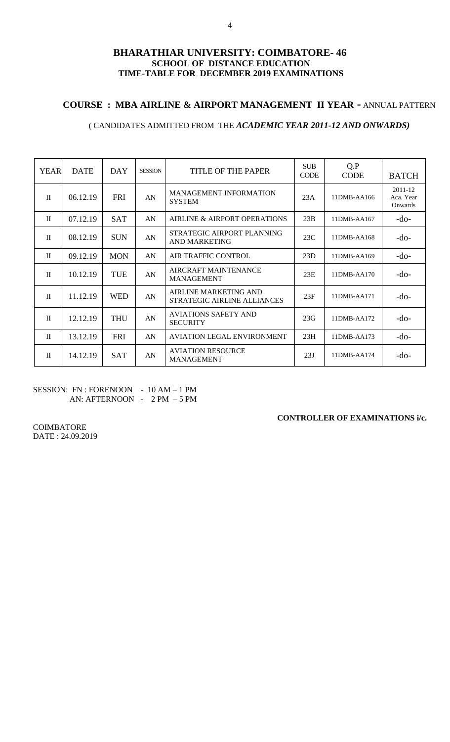# BHARATHIAR UNIVERSITY: COIMBATORE- 46

**SCHOOL OF DISTANCE EDUCATION**

**TIME-TABLE FOR DECEMBER 2019 EXAMINATIONS**

## COURSE : MBA AIRLINE & AIRPORT MANAGEMENT II YEAR - ANNUAL PATTERN

( CANDIDATES ADMITTED FROM THE ***ACADEMIC YEAR 2011-12 AND ONWARDS)***

| YEAR | DATE | DAY | SESSION | TITLE OF THE PAPER | SUB CODE | Q.P CODE | BATCH |
|---|---|---|---|---|---|---|---|
| II | 06.12.19 | FRI | AN | MANAGEMENT INFORMATION SYSTEM | 23A | 11DMB-AA166 | 2011-12 Aca. Year Onwards |
| II | 07.12.19 | SAT | AN | AIRLINE & AIRPORT OPERATIONS | 23B | 11DMB-AA167 | -do- |
| II | 08.12.19 | SUN | AN | STRATEGIC AIRPORT PLANNING AND MARKETING | 23C | 11DMB-AA168 | -do- |
| II | 09.12.19 | MON | AN | AIR TRAFFIC CONTROL | 23D | 11DMB-AA169 | -do- |
| II | 10.12.19 | TUE | AN | AIRCRAFT MAINTENANCE MANAGEMENT | 23E | 11DMB-AA170 | -do- |
| II | 11.12.19 | WED | AN | AIRLINE MARKETING AND STRATEGIC AIRLINE ALLIANCES | 23F | 11DMB-AA171 | -do- |
| II | 12.12.19 | THU | AN | AVIATIONS SAFETY AND SECURITY | 23G | 11DMB-AA172 | -do- |
| II | 13.12.19 | FRI | AN | AVIATION LEGAL ENVIRONMENT | 23H | 11DMB-AA173 | -do- |
| II | 14.12.19 | SAT | AN | AVIATION RESOURCE MANAGEMENT | 23J | 11DMB-AA174 | -do- |

SESSION: FN : FORENOON - 10 AM – 1 PM
AN: AFTERNOON - 2 PM – 5 PM

**CONTROLLER OF EXAMINATIONS i/c.**

COIMBATORE
DATE : 24.09.2019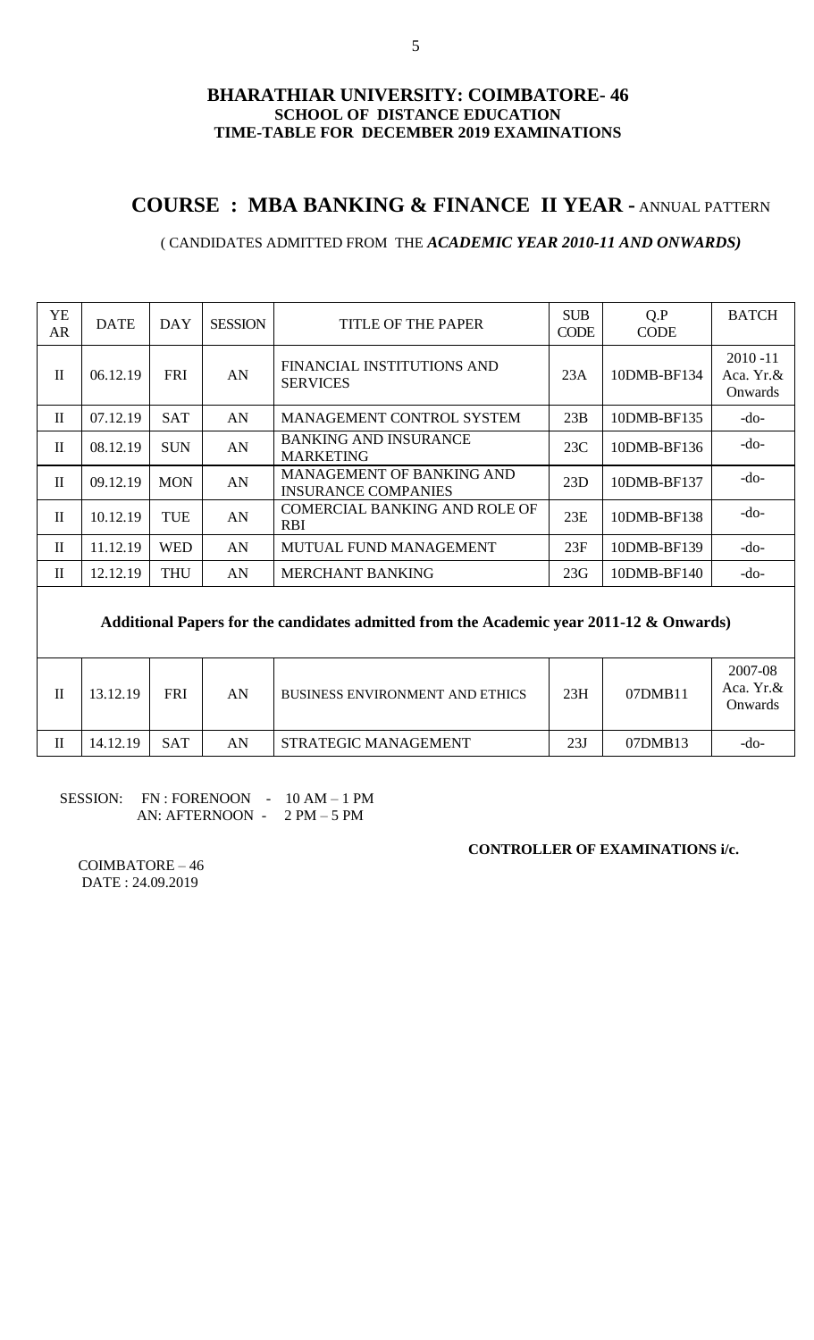**BHARATHIAR UNIVERSITY: COIMBATORE- 46**
**SCHOOL OF DISTANCE EDUCATION**
**TIME-TABLE FOR DECEMBER 2019 EXAMINATIONS**

## COURSE : MBA BANKING & FINANCE II YEAR - ANNUAL PATTERN

( CANDIDATES ADMITTED FROM THE ***ACADEMIC YEAR 2010-11 AND ONWARDS)***

| YEAR | DATE | DAY | SESSION | TITLE OF THE PAPER | SUB CODE | Q.P CODE | BATCH |
|---|---|---|---|---|---|---|---|
| II | 06.12.19 | FRI | AN | FINANCIAL INSTITUTIONS AND SERVICES | 23A | 10DMB-BF134 | 2010 -11 Aca. Yr.& Onwards |
| II | 07.12.19 | SAT | AN | MANAGEMENT CONTROL SYSTEM | 23B | 10DMB-BF135 | -do- |
| II | 08.12.19 | SUN | AN | BANKING AND INSURANCE MARKETING | 23C | 10DMB-BF136 | -do- |
| II | 09.12.19 | MON | AN | MANAGEMENT OF BANKING AND INSURANCE COMPANIES | 23D | 10DMB-BF137 | -do- |
| II | 10.12.19 | TUE | AN | COMERCIAL BANKING AND ROLE OF RBI | 23E | 10DMB-BF138 | -do- |
| II | 11.12.19 | WED | AN | MUTUAL FUND MANAGEMENT | 23F | 10DMB-BF139 | -do- |
| II | 12.12.19 | THU | AN | MERCHANT BANKING | 23G | 10DMB-BF140 | -do- |
| **Additional Papers for the candidates admitted from the Academic year 2011-12 & Onwards)** | | | | | | | |
| II | 13.12.19 | FRI | AN | BUSINESS ENVIRONMENT AND ETHICS | 23H | 07DMB11 | 2007-08 Aca. Yr.& Onwards |
| II | 14.12.19 | SAT | AN | STRATEGIC MANAGEMENT | 23J | 07DMB13 | -do- |

SESSION: FN : FORENOON - 10 AM – 1 PM
AN: AFTERNOON - 2 PM – 5 PM

**CONTROLLER OF EXAMINATIONS i/c.**

COIMBATORE – 46
DATE : 24.09.2019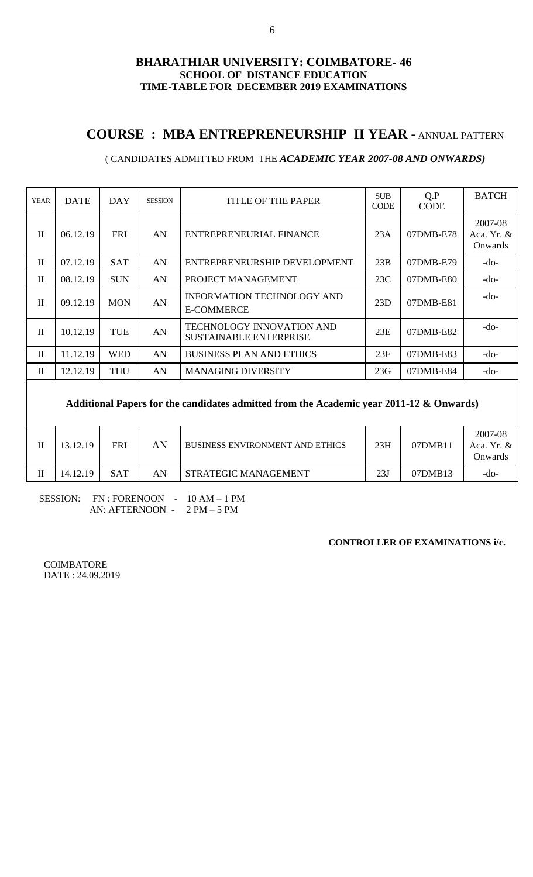**BHARATHIAR UNIVERSITY: COIMBATORE- 46**
**SCHOOL OF DISTANCE EDUCATION**
**TIME-TABLE FOR DECEMBER 2019 EXAMINATIONS**

## COURSE : MBA ENTREPRENEURSHIP II YEAR - ANNUAL PATTERN

( CANDIDATES ADMITTED FROM THE ***ACADEMIC YEAR 2007-08 AND ONWARDS)***

| YEAR | DATE | DAY | SESSION | TITLE OF THE PAPER | SUB CODE | Q.P CODE | BATCH |
|---|---|---|---|---|---|---|---|
| II | 06.12.19 | FRI | AN | ENTREPRENEURIAL FINANCE | 23A | 07DMB-E78 | 2007-08 Aca. Yr. & Onwards |
| II | 07.12.19 | SAT | AN | ENTREPRENEURSHIP DEVELOPMENT | 23B | 07DMB-E79 | -do- |
| II | 08.12.19 | SUN | AN | PROJECT MANAGEMENT | 23C | 07DMB-E80 | -do- |
| II | 09.12.19 | MON | AN | INFORMATION TECHNOLOGY AND E-COMMERCE | 23D | 07DMB-E81 | -do- |
| II | 10.12.19 | TUE | AN | TECHNOLOGY INNOVATION AND SUSTAINABLE ENTERPRISE | 23E | 07DMB-E82 | -do- |
| II | 11.12.19 | WED | AN | BUSINESS PLAN AND ETHICS | 23F | 07DMB-E83 | -do- |
| II | 12.12.19 | THU | AN | MANAGING DIVERSITY | 23G | 07DMB-E84 | -do- |
| **Additional Papers for the candidates admitted from the Academic year 2011-12 & Onwards)** | | | | | | | |
| II | 13.12.19 | FRI | AN | BUSINESS ENVIRONMENT AND ETHICS | 23H | 07DMB11 | 2007-08 Aca. Yr. & Onwards |
| II | 14.12.19 | SAT | AN | STRATEGIC MANAGEMENT | 23J | 07DMB13 | -do- |

SESSION: FN : FORENOON - 10 AM – 1 PM
AN: AFTERNOON - 2 PM – 5 PM

**CONTROLLER OF EXAMINATIONS i/c.**

COIMBATORE
DATE : 24.09.2019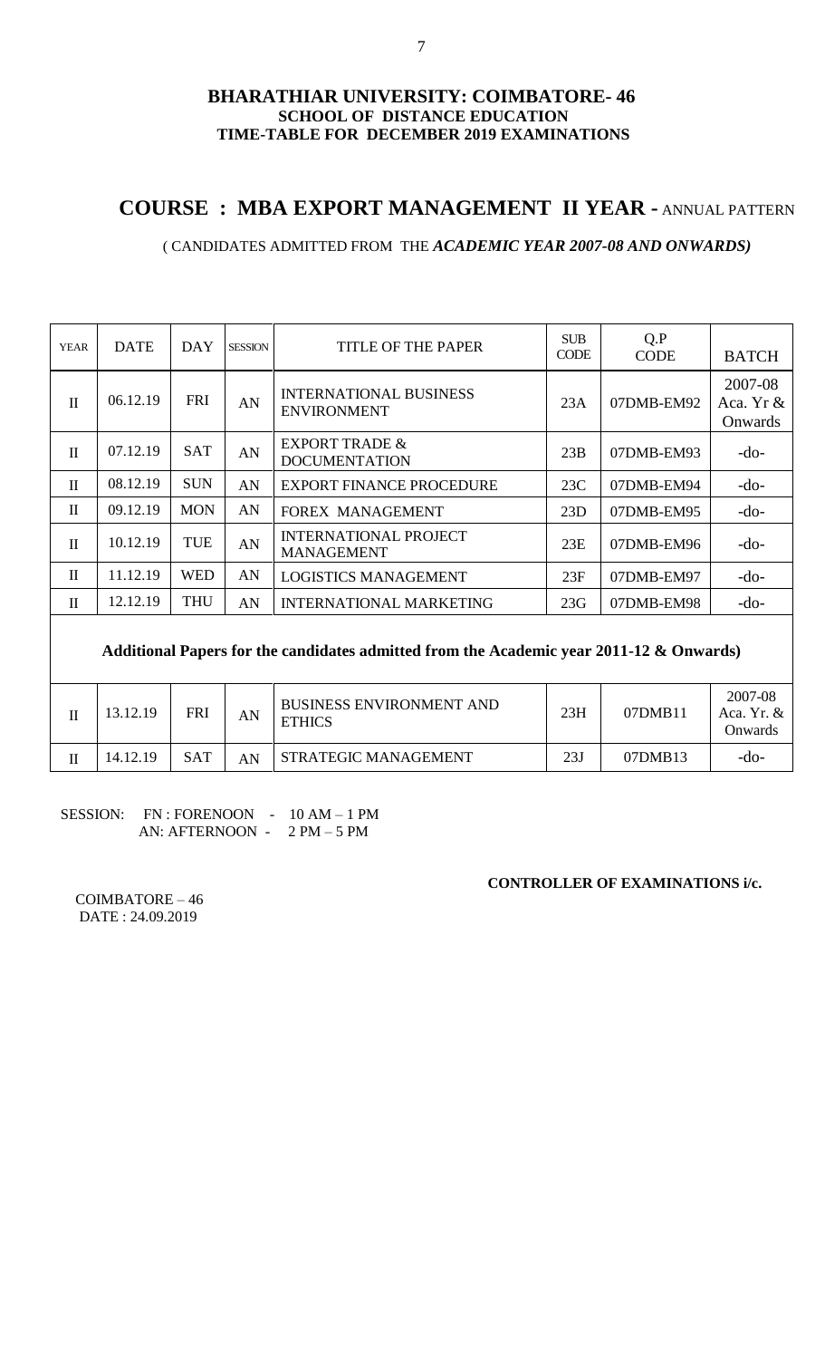**BHARATHIAR UNIVERSITY: COIMBATORE- 46**
**SCHOOL OF DISTANCE EDUCATION**
**TIME-TABLE FOR DECEMBER 2019 EXAMINATIONS**

## COURSE : MBA EXPORT MANAGEMENT II YEAR - ANNUAL PATTERN

( CANDIDATES ADMITTED FROM THE ***ACADEMIC YEAR 2007-08 AND ONWARDS)***

| YEAR | DATE | DAY | SESSION | TITLE OF THE PAPER | SUB CODE | Q.P CODE | BATCH |
|---|---|---|---|---|---|---|---|
| II | 06.12.19 | FRI | AN | INTERNATIONAL BUSINESS ENVIRONMENT | 23A | 07DMB-EM92 | 2007-08 Aca. Yr & Onwards |
| II | 07.12.19 | SAT | AN | EXPORT TRADE & DOCUMENTATION | 23B | 07DMB-EM93 | -do- |
| II | 08.12.19 | SUN | AN | EXPORT FINANCE PROCEDURE | 23C | 07DMB-EM94 | -do- |
| II | 09.12.19 | MON | AN | FOREX MANAGEMENT | 23D | 07DMB-EM95 | -do- |
| II | 10.12.19 | TUE | AN | INTERNATIONAL PROJECT MANAGEMENT | 23E | 07DMB-EM96 | -do- |
| II | 11.12.19 | WED | AN | LOGISTICS MANAGEMENT | 23F | 07DMB-EM97 | -do- |
| II | 12.12.19 | THU | AN | INTERNATIONAL MARKETING | 23G | 07DMB-EM98 | -do- |
| **Additional Papers for the candidates admitted from the Academic year 2011-12 & Onwards)** | | | | | | | |
| II | 13.12.19 | FRI | AN | BUSINESS ENVIRONMENT AND ETHICS | 23H | 07DMB11 | 2007-08 Aca. Yr. & Onwards |
| II | 14.12.19 | SAT | AN | STRATEGIC MANAGEMENT | 23J | 07DMB13 | -do- |

SESSION: FN : FORENOON - 10 AM – 1 PM
AN: AFTERNOON - 2 PM – 5 PM

**CONTROLLER OF EXAMINATIONS i/c.**

COIMBATORE – 46
DATE : 24.09.2019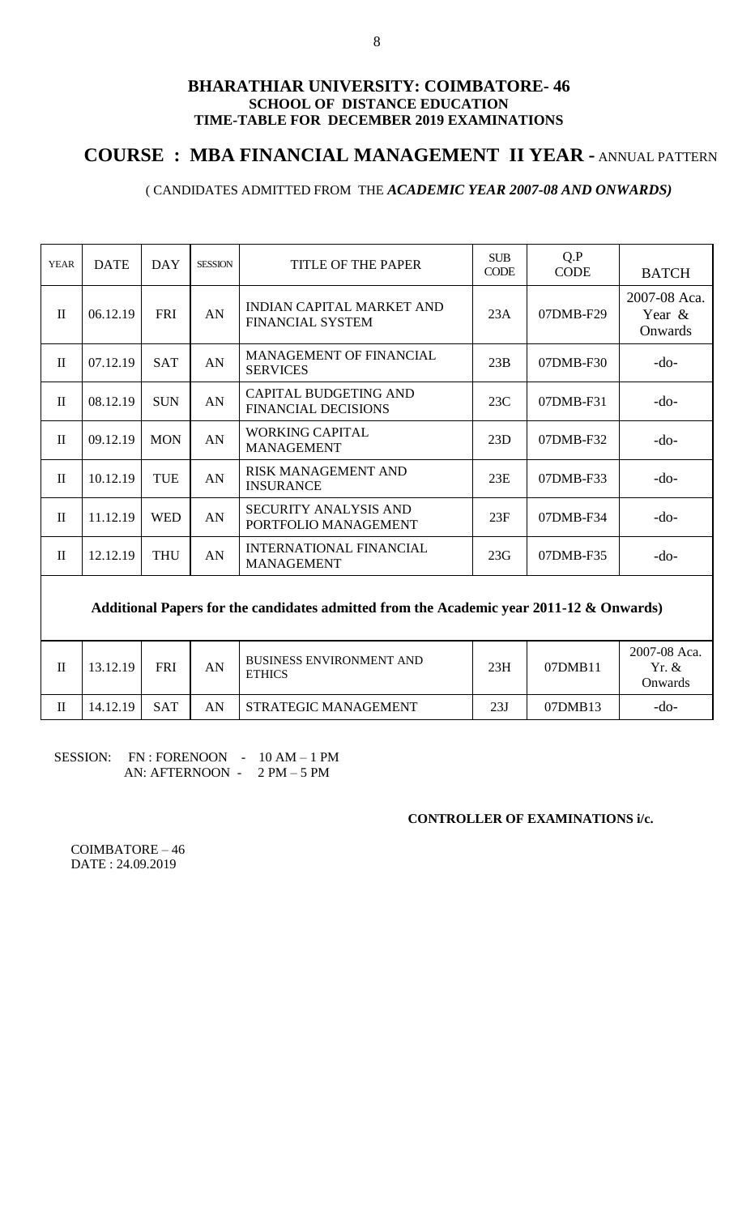**BHARATHIAR UNIVERSITY: COIMBATORE- 46**
**SCHOOL OF DISTANCE EDUCATION**
**TIME-TABLE FOR DECEMBER 2019 EXAMINATIONS**

## COURSE : MBA FINANCIAL MANAGEMENT II YEAR - ANNUAL PATTERN

( CANDIDATES ADMITTED FROM THE ***ACADEMIC YEAR 2007-08 AND ONWARDS)***

| YEAR | DATE | DAY | SESSION | TITLE OF THE PAPER | SUB CODE | Q.P CODE | BATCH |
|---|---|---|---|---|---|---|---|
| II | 06.12.19 | FRI | AN | INDIAN CAPITAL MARKET AND FINANCIAL SYSTEM | 23A | 07DMB-F29 | 2007-08 Aca. Year & Onwards |
| II | 07.12.19 | SAT | AN | MANAGEMENT OF FINANCIAL SERVICES | 23B | 07DMB-F30 | -do- |
| II | 08.12.19 | SUN | AN | CAPITAL BUDGETING AND FINANCIAL DECISIONS | 23C | 07DMB-F31 | -do- |
| II | 09.12.19 | MON | AN | WORKING CAPITAL MANAGEMENT | 23D | 07DMB-F32 | -do- |
| II | 10.12.19 | TUE | AN | RISK MANAGEMENT AND INSURANCE | 23E | 07DMB-F33 | -do- |
| II | 11.12.19 | WED | AN | SECURITY ANALYSIS AND PORTFOLIO MANAGEMENT | 23F | 07DMB-F34 | -do- |
| II | 12.12.19 | THU | AN | INTERNATIONAL FINANCIAL MANAGEMENT | 23G | 07DMB-F35 | -do- |
| **Additional Papers for the candidates admitted from the Academic year 2011-12 & Onwards)** | | | | | | | |
| II | 13.12.19 | FRI | AN | BUSINESS ENVIRONMENT AND ETHICS | 23H | 07DMB11 | 2007-08 Aca. Yr. & Onwards |
| II | 14.12.19 | SAT | AN | STRATEGIC MANAGEMENT | 23J | 07DMB13 | -do- |

SESSION: FN : FORENOON - 10 AM – 1 PM
AN: AFTERNOON - 2 PM – 5 PM

**CONTROLLER OF EXAMINATIONS i/c.**

COIMBATORE – 46
DATE : 24.09.2019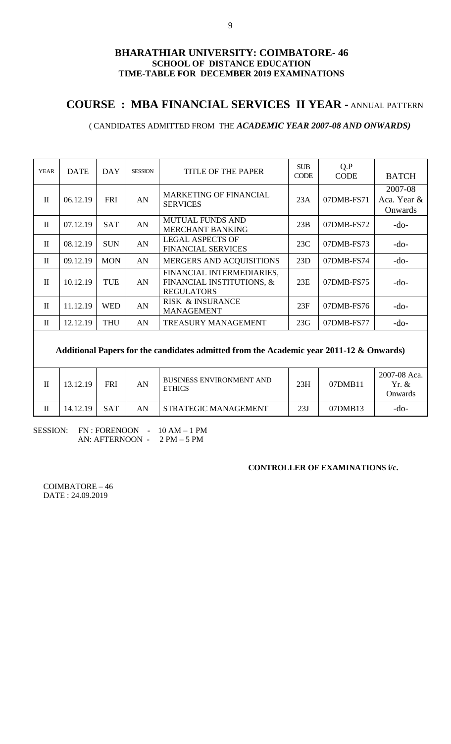# BHARATHIAR UNIVERSITY: COIMBATORE- 46
## SCHOOL OF DISTANCE EDUCATION
## TIME-TABLE FOR DECEMBER 2019 EXAMINATIONS

## COURSE : MBA FINANCIAL SERVICES II YEAR - ANNUAL PATTERN

( CANDIDATES ADMITTED FROM THE ***ACADEMIC YEAR 2007-08 AND ONWARDS)***

| YEAR | DATE | DAY | SESSION | TITLE OF THE PAPER | SUB CODE | Q.P CODE | BATCH |
|---|---|---|---|---|---|---|---|
| II | 06.12.19 | FRI | AN | MARKETING OF FINANCIAL SERVICES | 23A | 07DMB-FS71 | 2007-08 Aca. Year & Onwards |
| II | 07.12.19 | SAT | AN | MUTUAL FUNDS AND MERCHANT BANKING | 23B | 07DMB-FS72 | -do- |
| II | 08.12.19 | SUN | AN | LEGAL ASPECTS OF FINANCIAL SERVICES | 23C | 07DMB-FS73 | -do- |
| II | 09.12.19 | MON | AN | MERGERS AND ACQUISITIONS | 23D | 07DMB-FS74 | -do- |
| II | 10.12.19 | TUE | AN | FINANCIAL INTERMEDIARIES, FINANCIAL INSTITUTIONS, & REGULATORS | 23E | 07DMB-FS75 | -do- |
| II | 11.12.19 | WED | AN | RISK & INSURANCE MANAGEMENT | 23F | 07DMB-FS76 | -do- |
| II | 12.12.19 | THU | AN | TREASURY MANAGEMENT | 23G | 07DMB-FS77 | -do- |
| **Additional Papers for the candidates admitted from the Academic year 2011-12 & Onwards)** | | | | | | | |
| II | 13.12.19 | FRI | AN | BUSINESS ENVIRONMENT AND ETHICS | 23H | 07DMB11 | 2007-08 Aca. Yr. & Onwards |
| II | 14.12.19 | SAT | AN | STRATEGIC MANAGEMENT | 23J | 07DMB13 | -do- |

SESSION: FN : FORENOON - 10 AM – 1 PM
AN: AFTERNOON - 2 PM – 5 PM

**CONTROLLER OF EXAMINATIONS i/c.**

COIMBATORE – 46
DATE : 24.09.2019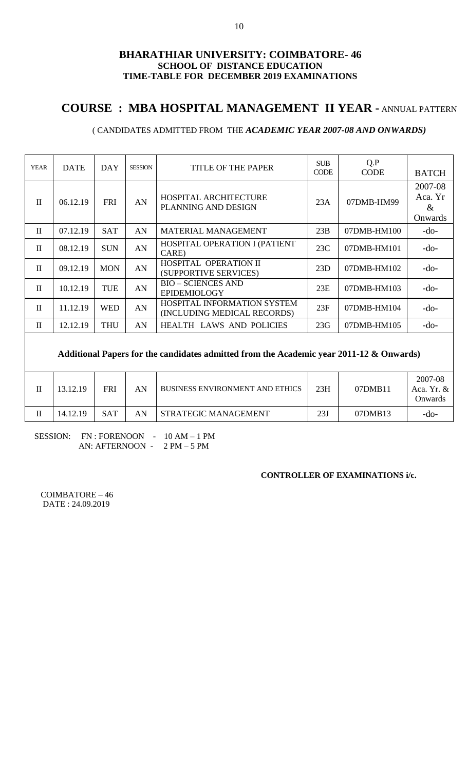**BHARATHIAR UNIVERSITY: COIMBATORE- 46**
**SCHOOL OF DISTANCE EDUCATION**
**TIME-TABLE FOR DECEMBER 2019 EXAMINATIONS**

## COURSE : MBA HOSPITAL MANAGEMENT II YEAR - ANNUAL PATTERN

( CANDIDATES ADMITTED FROM THE ***ACADEMIC YEAR 2007-08 AND ONWARDS)***

| YEAR | DATE | DAY | SESSION | TITLE OF THE PAPER | SUB CODE | Q.P CODE | BATCH |
|---|---|---|---|---|---|---|---|
| II | 06.12.19 | FRI | AN | HOSPITAL ARCHITECTURE PLANNING AND DESIGN | 23A | 07DMB-HM99 | 2007-08 Aca. Yr & Onwards |
| II | 07.12.19 | SAT | AN | MATERIAL MANAGEMENT | 23B | 07DMB-HM100 | -do- |
| II | 08.12.19 | SUN | AN | HOSPITAL OPERATION I (PATIENT CARE) | 23C | 07DMB-HM101 | -do- |
| II | 09.12.19 | MON | AN | HOSPITAL OPERATION II (SUPPORTIVE SERVICES) | 23D | 07DMB-HM102 | -do- |
| II | 10.12.19 | TUE | AN | BIO – SCIENCES AND EPIDEMIOLOGY | 23E | 07DMB-HM103 | -do- |
| II | 11.12.19 | WED | AN | HOSPITAL INFORMATION SYSTEM (INCLUDING MEDICAL RECORDS) | 23F | 07DMB-HM104 | -do- |
| II | 12.12.19 | THU | AN | HEALTH LAWS AND POLICIES | 23G | 07DMB-HM105 | -do- |
| **Additional Papers for the candidates admitted from the Academic year 2011-12 & Onwards)** | | | | | | | |
| II | 13.12.19 | FRI | AN | BUSINESS ENVIRONMENT AND ETHICS | 23H | 07DMB11 | 2007-08 Aca. Yr. & Onwards |
| II | 14.12.19 | SAT | AN | STRATEGIC MANAGEMENT | 23J | 07DMB13 | -do- |

SESSION: FN : FORENOON - 10 AM – 1 PM
AN: AFTERNOON - 2 PM – 5 PM

**CONTROLLER OF EXAMINATIONS i/c.**

COIMBATORE – 46
DATE : 24.09.2019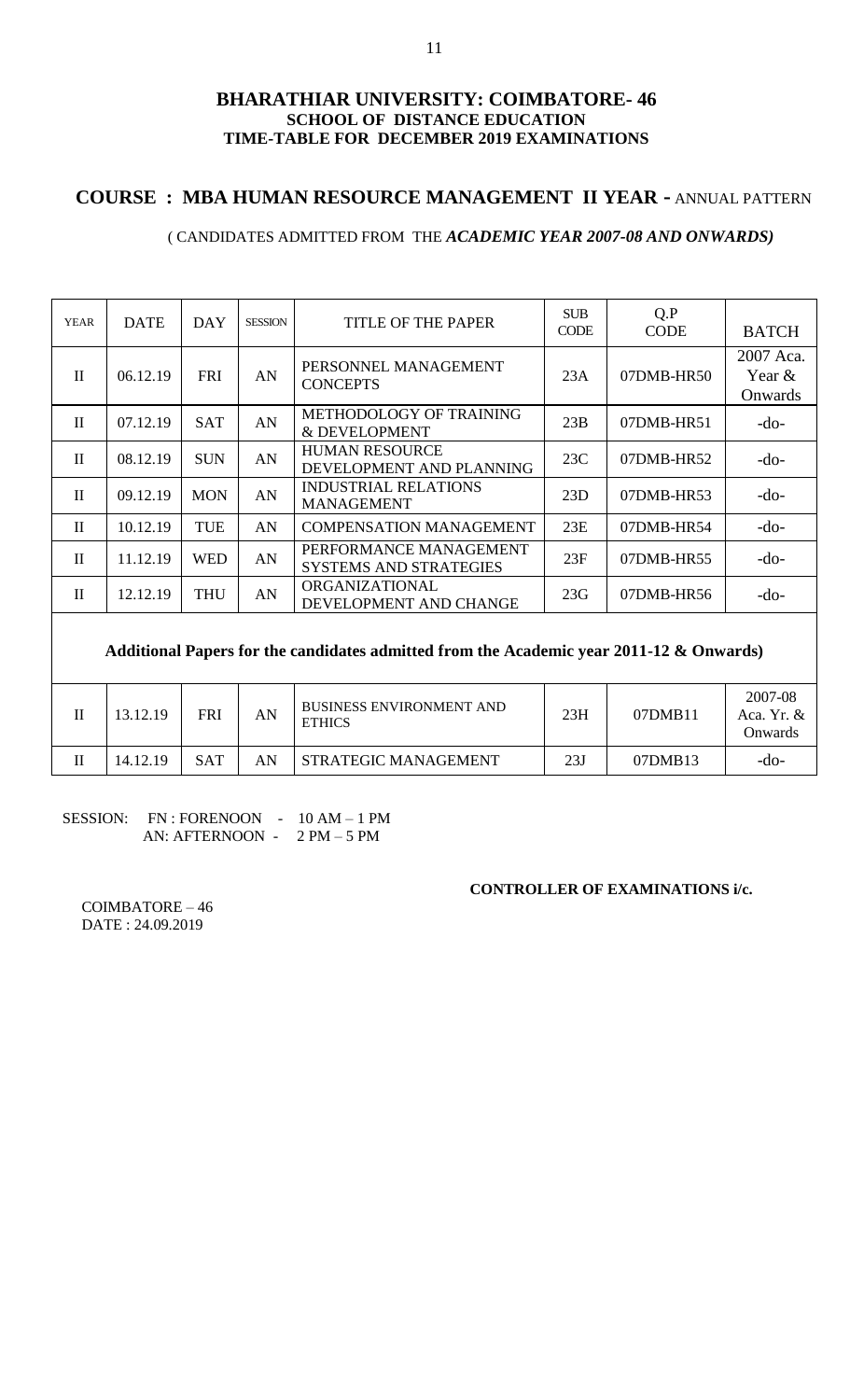# BHARATHIAR UNIVERSITY: COIMBATORE- 46

**SCHOOL OF DISTANCE EDUCATION**

**TIME-TABLE FOR DECEMBER 2019 EXAMINATIONS**

## COURSE : MBA HUMAN RESOURCE MANAGEMENT II YEAR - ANNUAL PATTERN

( CANDIDATES ADMITTED FROM THE ***ACADEMIC YEAR 2007-08 AND ONWARDS)***

| YEAR | DATE | DAY | SESSION | TITLE OF THE PAPER | SUB CODE | Q.P CODE | BATCH |
|---|---|---|---|---|---|---|---|
| II | 06.12.19 | FRI | AN | PERSONNEL MANAGEMENT CONCEPTS | 23A | 07DMB-HR50 | 2007 Aca. Year & Onwards |
| II | 07.12.19 | SAT | AN | METHODOLOGY OF TRAINING & DEVELOPMENT | 23B | 07DMB-HR51 | -do- |
| II | 08.12.19 | SUN | AN | HUMAN RESOURCE DEVELOPMENT AND PLANNING | 23C | 07DMB-HR52 | -do- |
| II | 09.12.19 | MON | AN | INDUSTRIAL RELATIONS MANAGEMENT | 23D | 07DMB-HR53 | -do- |
| II | 10.12.19 | TUE | AN | COMPENSATION MANAGEMENT | 23E | 07DMB-HR54 | -do- |
| II | 11.12.19 | WED | AN | PERFORMANCE MANAGEMENT SYSTEMS AND STRATEGIES | 23F | 07DMB-HR55 | -do- |
| II | 12.12.19 | THU | AN | ORGANIZATIONAL DEVELOPMENT AND CHANGE | 23G | 07DMB-HR56 | -do- |
| **Additional Papers for the candidates admitted from the Academic year 2011-12 & Onwards)** | | | | | | | |
| II | 13.12.19 | FRI | AN | BUSINESS ENVIRONMENT AND ETHICS | 23H | 07DMB11 | 2007-08 Aca. Yr. & Onwards |
| II | 14.12.19 | SAT | AN | STRATEGIC MANAGEMENT | 23J | 07DMB13 | -do- |

SESSION: FN : FORENOON - 10 AM – 1 PM
AN: AFTERNOON - 2 PM – 5 PM

**CONTROLLER OF EXAMINATIONS i/c.**

COIMBATORE – 46
DATE : 24.09.2019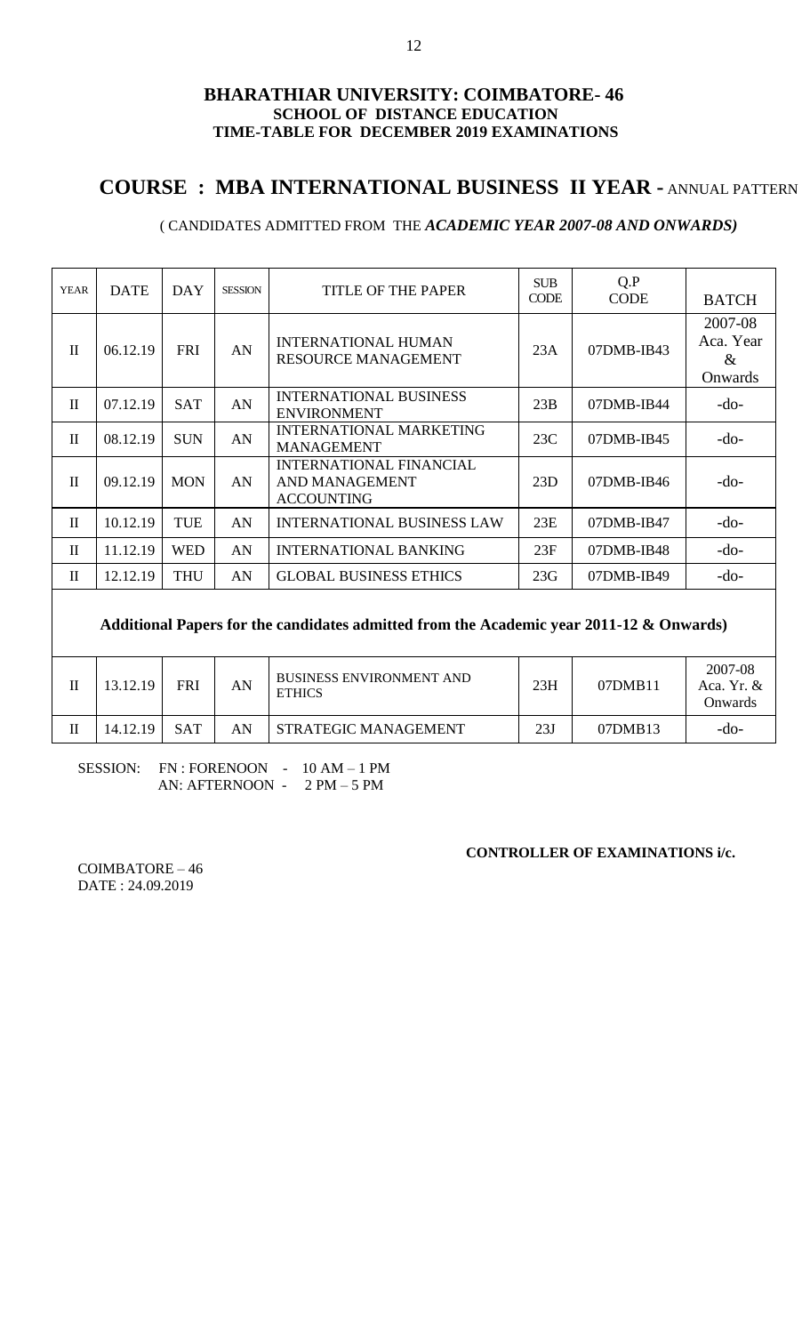**BHARATHIAR UNIVERSITY: COIMBATORE- 46**
**SCHOOL OF DISTANCE EDUCATION**
**TIME-TABLE FOR DECEMBER 2019 EXAMINATIONS**

## COURSE : MBA INTERNATIONAL BUSINESS II YEAR - ANNUAL PATTERN

( CANDIDATES ADMITTED FROM THE ***ACADEMIC YEAR 2007-08 AND ONWARDS)***

| YEAR | DATE | DAY | SESSION | TITLE OF THE PAPER | SUB CODE | Q.P CODE | BATCH |
|---|---|---|---|---|---|---|---|
| II | 06.12.19 | FRI | AN | INTERNATIONAL HUMAN RESOURCE MANAGEMENT | 23A | 07DMB-IB43 | 2007-08 Aca. Year & Onwards |
| II | 07.12.19 | SAT | AN | INTERNATIONAL BUSINESS ENVIRONMENT | 23B | 07DMB-IB44 | -do- |
| II | 08.12.19 | SUN | AN | INTERNATIONAL MARKETING MANAGEMENT | 23C | 07DMB-IB45 | -do- |
| II | 09.12.19 | MON | AN | INTERNATIONAL FINANCIAL AND MANAGEMENT ACCOUNTING | 23D | 07DMB-IB46 | -do- |
| II | 10.12.19 | TUE | AN | INTERNATIONAL BUSINESS LAW | 23E | 07DMB-IB47 | -do- |
| II | 11.12.19 | WED | AN | INTERNATIONAL BANKING | 23F | 07DMB-IB48 | -do- |
| II | 12.12.19 | THU | AN | GLOBAL BUSINESS ETHICS | 23G | 07DMB-IB49 | -do- |
| **Additional Papers for the candidates admitted from the Academic year 2011-12 & Onwards)** | | | | | | | |
| II | 13.12.19 | FRI | AN | BUSINESS ENVIRONMENT AND ETHICS | 23H | 07DMB11 | 2007-08 Aca. Yr. & Onwards |
| II | 14.12.19 | SAT | AN | STRATEGIC MANAGEMENT | 23J | 07DMB13 | -do- |

SESSION: FN : FORENOON - 10 AM – 1 PM
AN: AFTERNOON - 2 PM – 5 PM

**CONTROLLER OF EXAMINATIONS i/c.**

COIMBATORE – 46
DATE : 24.09.2019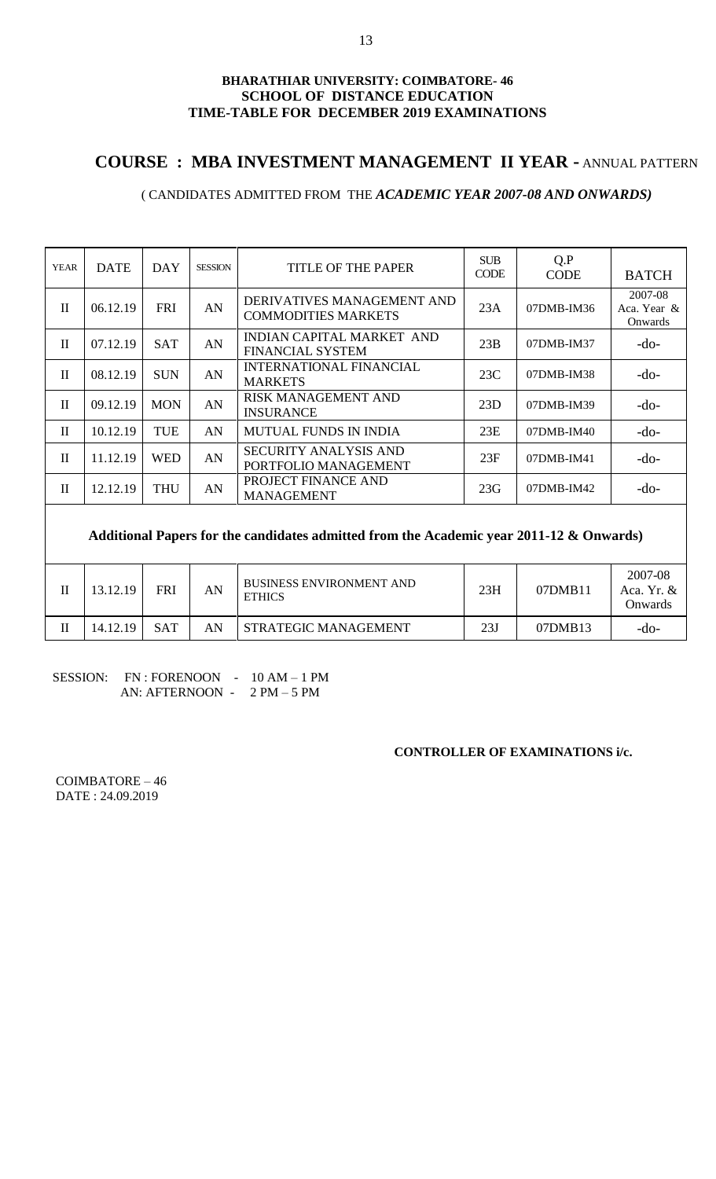**BHARATHIAR UNIVERSITY: COIMBATORE- 46**
**SCHOOL OF DISTANCE EDUCATION**
**TIME-TABLE FOR DECEMBER 2019 EXAMINATIONS**

## COURSE : MBA INVESTMENT MANAGEMENT II YEAR - ANNUAL PATTERN

( CANDIDATES ADMITTED FROM THE ***ACADEMIC YEAR 2007-08 AND ONWARDS)***

| YEAR | DATE | DAY | SESSION | TITLE OF THE PAPER | SUB CODE | Q.P CODE | BATCH |
|---|---|---|---|---|---|---|---|
| II | 06.12.19 | FRI | AN | DERIVATIVES MANAGEMENT AND COMMODITIES MARKETS | 23A | 07DMB-IM36 | 2007-08 Aca. Year & Onwards |
| II | 07.12.19 | SAT | AN | INDIAN CAPITAL MARKET AND FINANCIAL SYSTEM | 23B | 07DMB-IM37 | -do- |
| II | 08.12.19 | SUN | AN | INTERNATIONAL FINANCIAL MARKETS | 23C | 07DMB-IM38 | -do- |
| II | 09.12.19 | MON | AN | RISK MANAGEMENT AND INSURANCE | 23D | 07DMB-IM39 | -do- |
| II | 10.12.19 | TUE | AN | MUTUAL FUNDS IN INDIA | 23E | 07DMB-IM40 | -do- |
| II | 11.12.19 | WED | AN | SECURITY ANALYSIS AND PORTFOLIO MANAGEMENT | 23F | 07DMB-IM41 | -do- |
| II | 12.12.19 | THU | AN | PROJECT FINANCE AND MANAGEMENT | 23G | 07DMB-IM42 | -do- |
| **Additional Papers for the candidates admitted from the Academic year 2011-12 & Onwards)** | | | | | | | |
| II | 13.12.19 | FRI | AN | BUSINESS ENVIRONMENT AND ETHICS | 23H | 07DMB11 | 2007-08 Aca. Yr. & Onwards |
| II | 14.12.19 | SAT | AN | STRATEGIC MANAGEMENT | 23J | 07DMB13 | -do- |

SESSION: FN : FORENOON - 10 AM – 1 PM
AN: AFTERNOON - 2 PM – 5 PM

**CONTROLLER OF EXAMINATIONS i/c.**

COIMBATORE – 46
DATE : 24.09.2019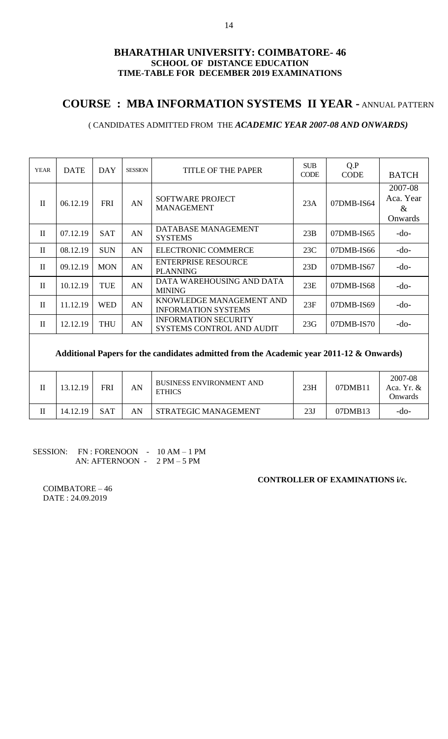# BHARATHIAR UNIVERSITY: COIMBATORE- 46
## SCHOOL OF DISTANCE EDUCATION
## TIME-TABLE FOR DECEMBER 2019 EXAMINATIONS

# COURSE : MBA INFORMATION SYSTEMS II YEAR - ANNUAL PATTERN

( CANDIDATES ADMITTED FROM THE ***ACADEMIC YEAR 2007-08 AND ONWARDS)***

| YEAR | DATE | DAY | SESSION | TITLE OF THE PAPER | SUB CODE | Q.P CODE | BATCH |
|---|---|---|---|---|---|---|---|
| II | 06.12.19 | FRI | AN | SOFTWARE PROJECT MANAGEMENT | 23A | 07DMB-IS64 | 2007-08 Aca. Year & Onwards |
| II | 07.12.19 | SAT | AN | DATABASE MANAGEMENT SYSTEMS | 23B | 07DMB-IS65 | -do- |
| II | 08.12.19 | SUN | AN | ELECTRONIC COMMERCE | 23C | 07DMB-IS66 | -do- |
| II | 09.12.19 | MON | AN | ENTERPRISE RESOURCE PLANNING | 23D | 07DMB-IS67 | -do- |
| II | 10.12.19 | TUE | AN | DATA WAREHOUSING AND DATA MINING | 23E | 07DMB-IS68 | -do- |
| II | 11.12.19 | WED | AN | KNOWLEDGE MANAGEMENT AND INFORMATION SYSTEMS | 23F | 07DMB-IS69 | -do- |
| II | 12.12.19 | THU | AN | INFORMATION SECURITY SYSTEMS CONTROL AND AUDIT | 23G | 07DMB-IS70 | -do- |
| **Additional Papers for the candidates admitted from the Academic year 2011-12 & Onwards)** | | | | | | | |
| II | 13.12.19 | FRI | AN | BUSINESS ENVIRONMENT AND ETHICS | 23H | 07DMB11 | 2007-08 Aca. Yr. & Onwards |
| II | 14.12.19 | SAT | AN | STRATEGIC MANAGEMENT | 23J | 07DMB13 | -do- |

SESSION: FN : FORENOON - 10 AM – 1 PM
AN: AFTERNOON - 2 PM – 5 PM

**CONTROLLER OF EXAMINATIONS i/c.**

COIMBATORE – 46
DATE : 24.09.2019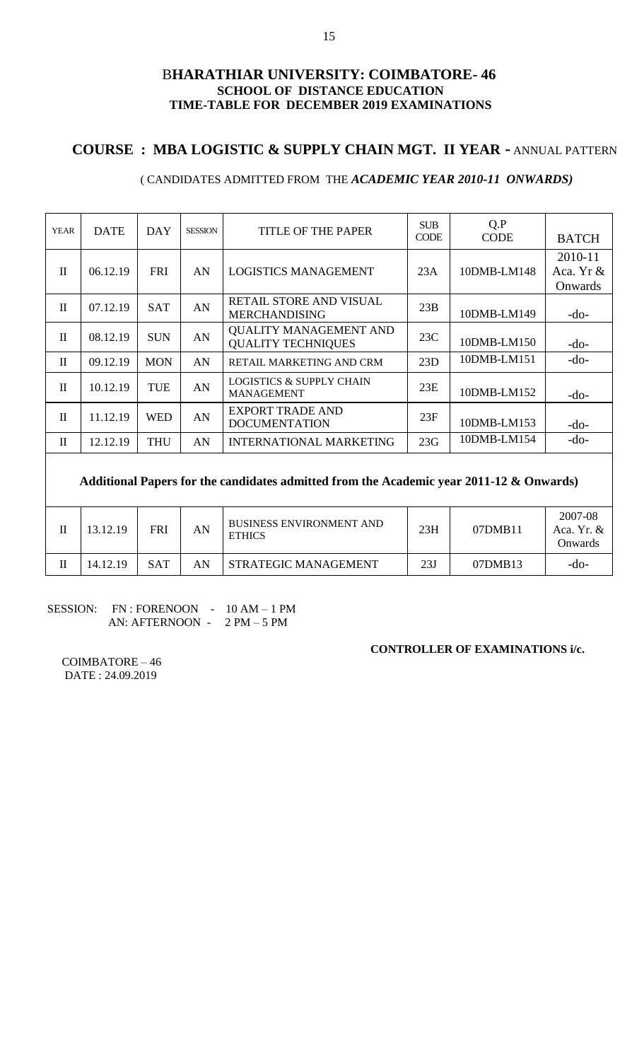# BHARATHIAR UNIVERSITY: COIMBATORE- 46
## SCHOOL OF DISTANCE EDUCATION
## TIME-TABLE FOR DECEMBER 2019 EXAMINATIONS

## COURSE : MBA LOGISTIC & SUPPLY CHAIN MGT. II YEAR - ANNUAL PATTERN

( CANDIDATES ADMITTED FROM THE ***ACADEMIC YEAR 2010-11 ONWARDS)***

| YEAR | DATE | DAY | SESSION | TITLE OF THE PAPER | SUB CODE | Q.P CODE | BATCH |
|---|---|---|---|---|---|---|---|
| II | 06.12.19 | FRI | AN | LOGISTICS MANAGEMENT | 23A | 10DMB-LM148 | 2010-11 Aca. Yr & Onwards |
| II | 07.12.19 | SAT | AN | RETAIL STORE AND VISUAL MERCHANDISING | 23B | 10DMB-LM149 | -do- |
| II | 08.12.19 | SUN | AN | QUALITY MANAGEMENT AND QUALITY TECHNIQUES | 23C | 10DMB-LM150 | -do- |
| II | 09.12.19 | MON | AN | RETAIL MARKETING AND CRM | 23D | 10DMB-LM151 | -do- |
| II | 10.12.19 | TUE | AN | LOGISTICS & SUPPLY CHAIN MANAGEMENT | 23E | 10DMB-LM152 | -do- |
| II | 11.12.19 | WED | AN | EXPORT TRADE AND DOCUMENTATION | 23F | 10DMB-LM153 | -do- |
| II | 12.12.19 | THU | AN | INTERNATIONAL MARKETING | 23G | 10DMB-LM154 | -do- |
| **Additional Papers for the candidates admitted from the Academic year 2011-12 & Onwards)** | | | | | | | |
| II | 13.12.19 | FRI | AN | BUSINESS ENVIRONMENT AND ETHICS | 23H | 07DMB11 | 2007-08 Aca. Yr. & Onwards |
| II | 14.12.19 | SAT | AN | STRATEGIC MANAGEMENT | 23J | 07DMB13 | -do- |

SESSION: FN : FORENOON - 10 AM – 1 PM
AN: AFTERNOON - 2 PM – 5 PM

**CONTROLLER OF EXAMINATIONS i/c.**

COIMBATORE – 46
DATE : 24.09.2019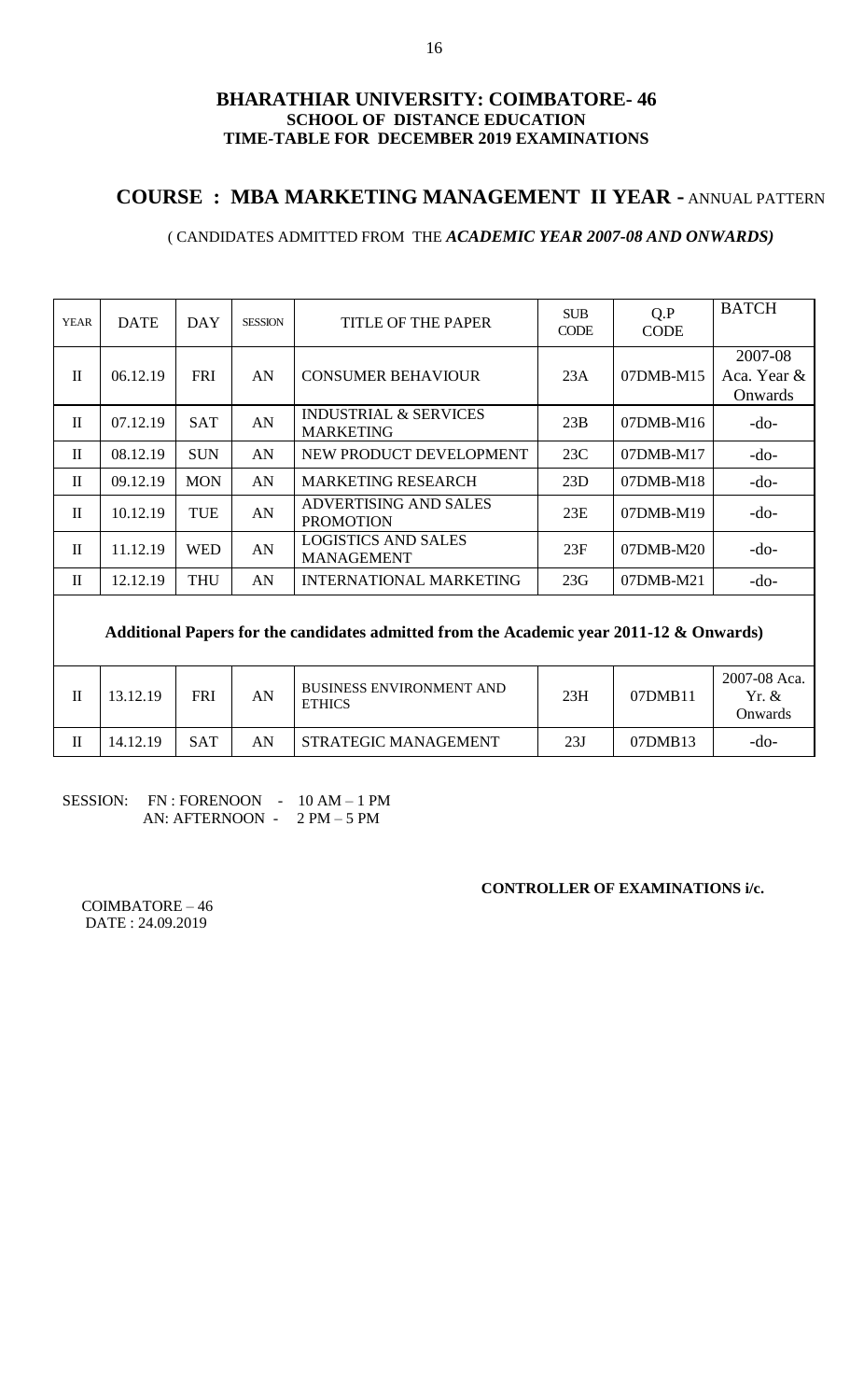**BHARATHIAR UNIVERSITY: COIMBATORE- 46**
**SCHOOL OF DISTANCE EDUCATION**
**TIME-TABLE FOR DECEMBER 2019 EXAMINATIONS**

## COURSE : MBA MARKETING MANAGEMENT II YEAR - ANNUAL PATTERN

( CANDIDATES ADMITTED FROM THE ***ACADEMIC YEAR 2007-08 AND ONWARDS)***

| YEAR | DATE | DAY | SESSION | TITLE OF THE PAPER | SUB CODE | Q.P CODE | BATCH |
|---|---|---|---|---|---|---|---|
| II | 06.12.19 | FRI | AN | CONSUMER BEHAVIOUR | 23A | 07DMB-M15 | 2007-08 Aca. Year & Onwards |
| II | 07.12.19 | SAT | AN | INDUSTRIAL & SERVICES MARKETING | 23B | 07DMB-M16 | -do- |
| II | 08.12.19 | SUN | AN | NEW PRODUCT DEVELOPMENT | 23C | 07DMB-M17 | -do- |
| II | 09.12.19 | MON | AN | MARKETING RESEARCH | 23D | 07DMB-M18 | -do- |
| II | 10.12.19 | TUE | AN | ADVERTISING AND SALES PROMOTION | 23E | 07DMB-M19 | -do- |
| II | 11.12.19 | WED | AN | LOGISTICS AND SALES MANAGEMENT | 23F | 07DMB-M20 | -do- |
| II | 12.12.19 | THU | AN | INTERNATIONAL MARKETING | 23G | 07DMB-M21 | -do- |
| **Additional Papers for the candidates admitted from the Academic year 2011-12 & Onwards)** | | | | | | | |
| II | 13.12.19 | FRI | AN | BUSINESS ENVIRONMENT AND ETHICS | 23H | 07DMB11 | 2007-08 Aca. Yr. & Onwards |
| II | 14.12.19 | SAT | AN | STRATEGIC MANAGEMENT | 23J | 07DMB13 | -do- |

SESSION: FN : FORENOON - 10 AM – 1 PM
AN: AFTERNOON - 2 PM – 5 PM

**CONTROLLER OF EXAMINATIONS i/c.**

COIMBATORE – 46
DATE : 24.09.2019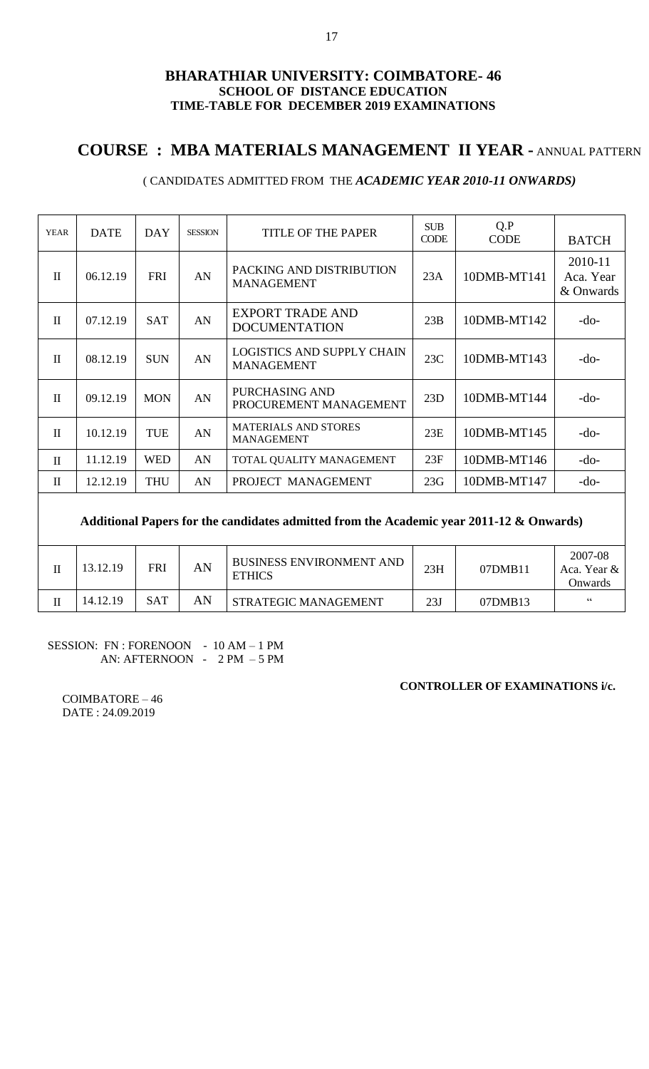**BHARATHIAR UNIVERSITY: COIMBATORE- 46**
**SCHOOL OF DISTANCE EDUCATION**
**TIME-TABLE FOR DECEMBER 2019 EXAMINATIONS**

## COURSE : MBA MATERIALS MANAGEMENT II YEAR - ANNUAL PATTERN

( CANDIDATES ADMITTED FROM THE ***ACADEMIC YEAR 2010-11 ONWARDS)***

| YEAR | DATE | DAY | SESSION | TITLE OF THE PAPER | SUB CODE | Q.P CODE | BATCH |
|---|---|---|---|---|---|---|---|
| II | 06.12.19 | FRI | AN | PACKING AND DISTRIBUTION MANAGEMENT | 23A | 10DMB-MT141 | 2010-11 Aca. Year & Onwards |
| II | 07.12.19 | SAT | AN | EXPORT TRADE AND DOCUMENTATION | 23B | 10DMB-MT142 | -do- |
| II | 08.12.19 | SUN | AN | LOGISTICS AND SUPPLY CHAIN MANAGEMENT | 23C | 10DMB-MT143 | -do- |
| II | 09.12.19 | MON | AN | PURCHASING AND PROCUREMENT MANAGEMENT | 23D | 10DMB-MT144 | -do- |
| II | 10.12.19 | TUE | AN | MATERIALS AND STORES MANAGEMENT | 23E | 10DMB-MT145 | -do- |
| II | 11.12.19 | WED | AN | TOTAL QUALITY MANAGEMENT | 23F | 10DMB-MT146 | -do- |
| II | 12.12.19 | THU | AN | PROJECT MANAGEMENT | 23G | 10DMB-MT147 | -do- |
| **Additional Papers for the candidates admitted from the Academic year 2011-12 & Onwards)** | | | | | | | |
| II | 13.12.19 | FRI | AN | BUSINESS ENVIRONMENT AND ETHICS | 23H | 07DMB11 | 2007-08 Aca. Year & Onwards |
| II | 14.12.19 | SAT | AN | STRATEGIC MANAGEMENT | 23J | 07DMB13 | " |

SESSION: FN : FORENOON - 10 AM – 1 PM
AN: AFTERNOON - 2 PM – 5 PM

**CONTROLLER OF EXAMINATIONS i/c.**

COIMBATORE – 46
DATE : 24.09.2019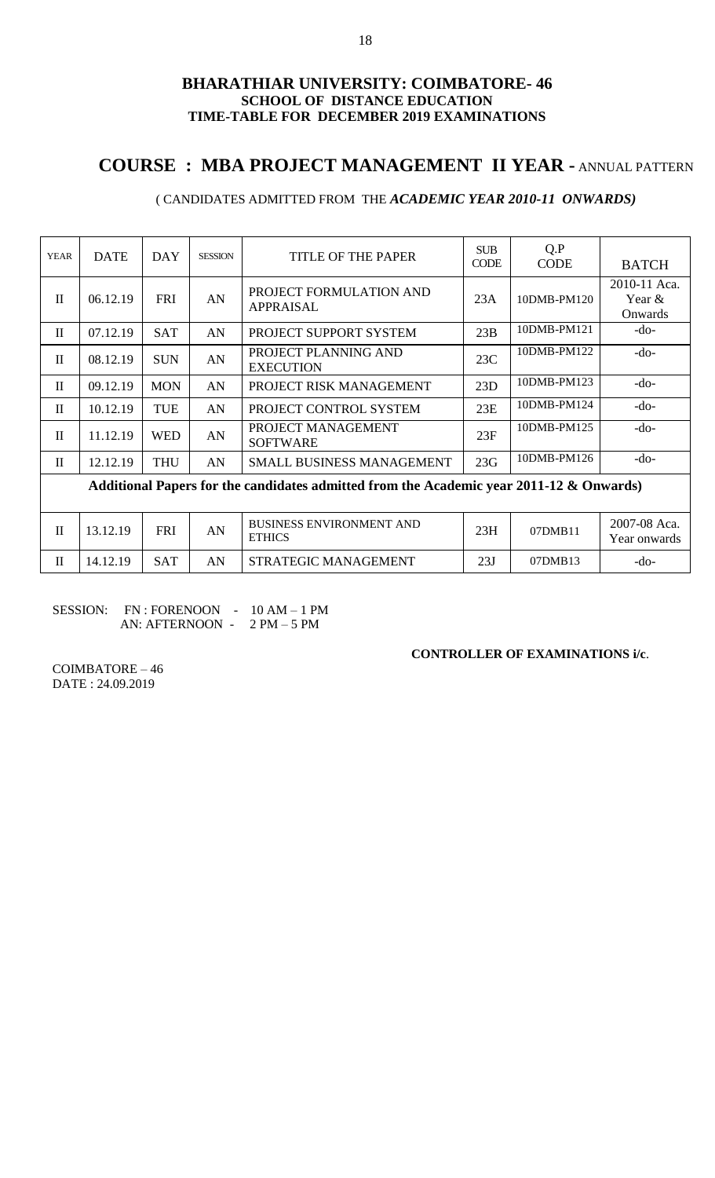# BHARATHIAR UNIVERSITY: COIMBATORE- 46

**SCHOOL OF DISTANCE EDUCATION**

**TIME-TABLE FOR DECEMBER 2019 EXAMINATIONS**

## COURSE : MBA PROJECT MANAGEMENT II YEAR - ANNUAL PATTERN

( CANDIDATES ADMITTED FROM THE ***ACADEMIC YEAR 2010-11 ONWARDS)***

| YEAR | DATE | DAY | SESSION | TITLE OF THE PAPER | SUB CODE | Q.P CODE | BATCH |
|---|---|---|---|---|---|---|---|
| II | 06.12.19 | FRI | AN | PROJECT FORMULATION AND APPRAISAL | 23A | 10DMB-PM120 | 2010-11 Aca. Year & Onwards |
| II | 07.12.19 | SAT | AN | PROJECT SUPPORT SYSTEM | 23B | 10DMB-PM121 | -do- |
| II | 08.12.19 | SUN | AN | PROJECT PLANNING AND EXECUTION | 23C | 10DMB-PM122 | -do- |
| II | 09.12.19 | MON | AN | PROJECT RISK MANAGEMENT | 23D | 10DMB-PM123 | -do- |
| II | 10.12.19 | TUE | AN | PROJECT CONTROL SYSTEM | 23E | 10DMB-PM124 | -do- |
| II | 11.12.19 | WED | AN | PROJECT MANAGEMENT SOFTWARE | 23F | 10DMB-PM125 | -do- |
| II | 12.12.19 | THU | AN | SMALL BUSINESS MANAGEMENT | 23G | 10DMB-PM126 | -do- |
| **Additional Papers for the candidates admitted from the Academic year 2011-12 & Onwards)** | | | | | | | |
| II | 13.12.19 | FRI | AN | BUSINESS ENVIRONMENT AND ETHICS | 23H | 07DMB11 | 2007-08 Aca. Year onwards |
| II | 14.12.19 | SAT | AN | STRATEGIC MANAGEMENT | 23J | 07DMB13 | -do- |

SESSION: FN : FORENOON - 10 AM – 1 PM
AN: AFTERNOON - 2 PM – 5 PM

**CONTROLLER OF EXAMINATIONS i/c**.

COIMBATORE – 46
DATE : 24.09.2019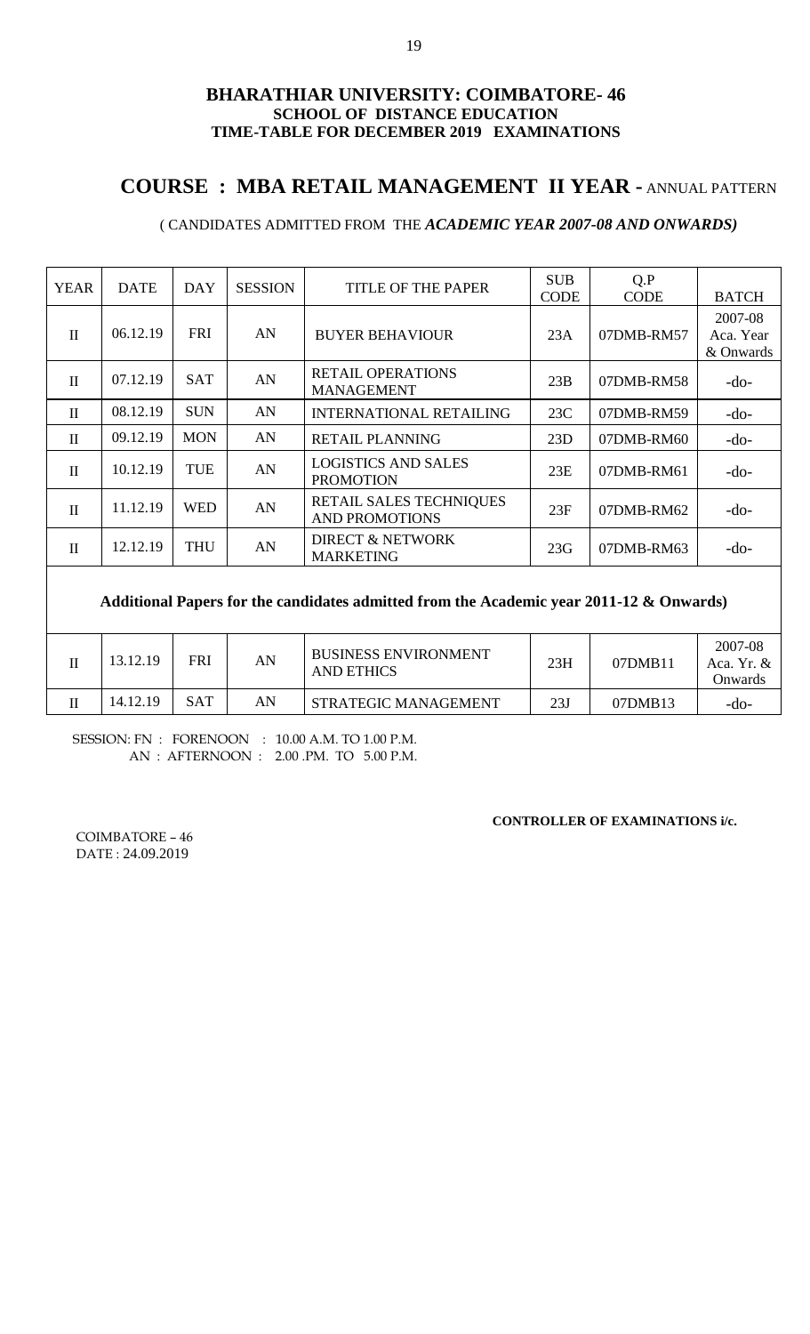**BHARATHIAR UNIVERSITY: COIMBATORE- 46**
**SCHOOL OF DISTANCE EDUCATION**
**TIME-TABLE FOR DECEMBER 2019 EXAMINATIONS**

## COURSE : MBA RETAIL MANAGEMENT II YEAR - ANNUAL PATTERN

( CANDIDATES ADMITTED FROM THE ***ACADEMIC YEAR 2007-08 AND ONWARDS)***

| YEAR | DATE | DAY | SESSION | TITLE OF THE PAPER | SUB CODE | Q.P CODE | BATCH |
|---|---|---|---|---|---|---|---|
| II | 06.12.19 | FRI | AN | BUYER BEHAVIOUR | 23A | 07DMB-RM57 | 2007-08 Aca. Year & Onwards |
| II | 07.12.19 | SAT | AN | RETAIL OPERATIONS MANAGEMENT | 23B | 07DMB-RM58 | -do- |
| II | 08.12.19 | SUN | AN | INTERNATIONAL RETAILING | 23C | 07DMB-RM59 | -do- |
| II | 09.12.19 | MON | AN | RETAIL PLANNING | 23D | 07DMB-RM60 | -do- |
| II | 10.12.19 | TUE | AN | LOGISTICS AND SALES PROMOTION | 23E | 07DMB-RM61 | -do- |
| II | 11.12.19 | WED | AN | RETAIL SALES TECHNIQUES AND PROMOTIONS | 23F | 07DMB-RM62 | -do- |
| II | 12.12.19 | THU | AN | DIRECT & NETWORK MARKETING | 23G | 07DMB-RM63 | -do- |
| **Additional Papers for the candidates admitted from the Academic year 2011-12 & Onwards)** | | | | | | | |
| II | 13.12.19 | FRI | AN | BUSINESS ENVIRONMENT AND ETHICS | 23H | 07DMB11 | 2007-08 Aca. Yr. & Onwards |
| II | 14.12.19 | SAT | AN | STRATEGIC MANAGEMENT | 23J | 07DMB13 | -do- |

SESSION: FN : FORENOON : 10.00 A.M. TO 1.00 P.M.
AN : AFTERNOON : 2.00 .PM. TO 5.00 P.M.

**CONTROLLER OF EXAMINATIONS i/c.**

COIMBATORE – 46
DATE : 24.09.2019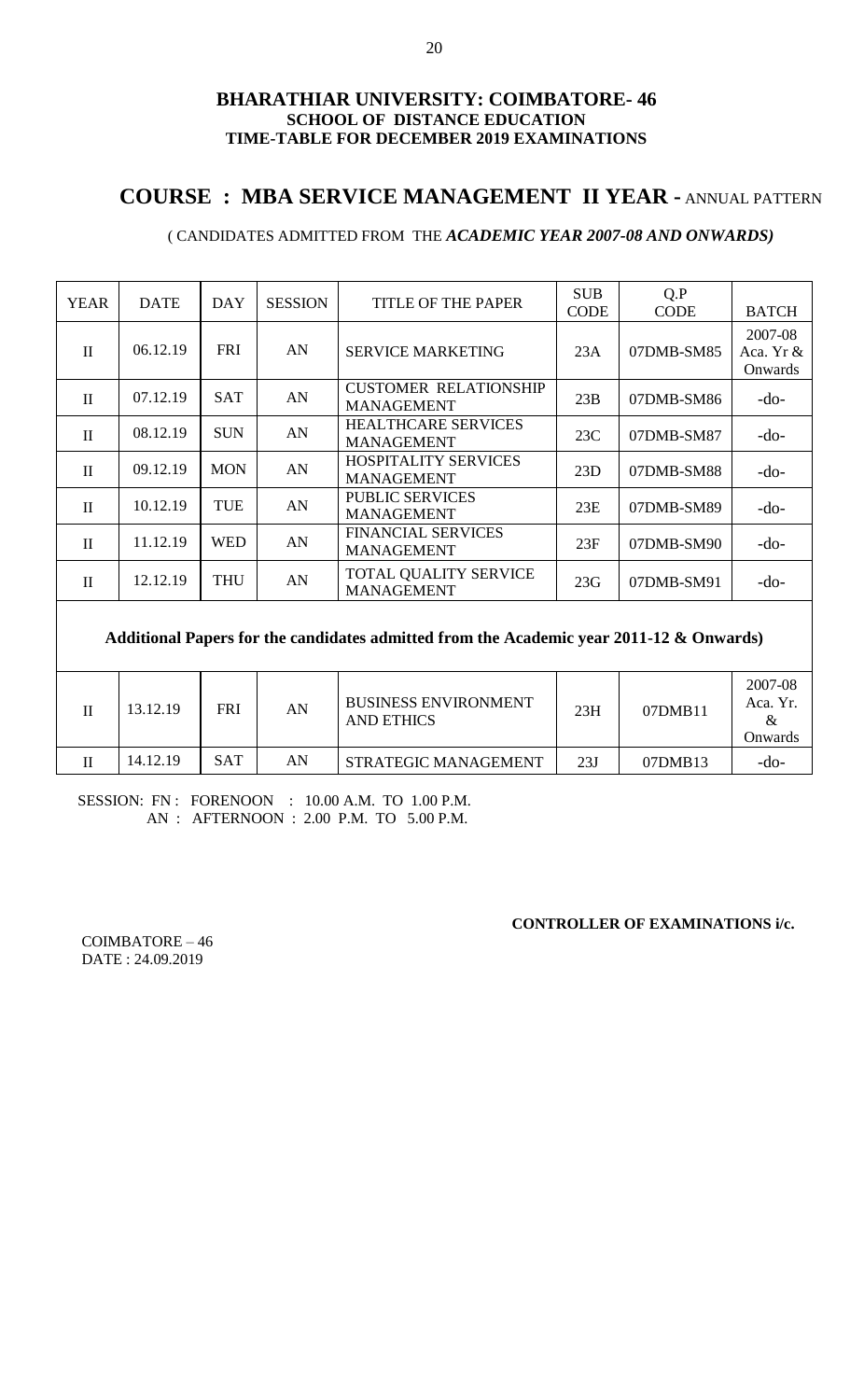# BHARATHIAR UNIVERSITY: COIMBATORE- 46
## SCHOOL OF DISTANCE EDUCATION
## TIME-TABLE FOR DECEMBER 2019 EXAMINATIONS

## COURSE : MBA SERVICE MANAGEMENT II YEAR - ANNUAL PATTERN

( CANDIDATES ADMITTED FROM THE ***ACADEMIC YEAR 2007-08 AND ONWARDS)***

| YEAR | DATE | DAY | SESSION | TITLE OF THE PAPER | SUB CODE | Q.P CODE | BATCH |
|---|---|---|---|---|---|---|---|
| II | 06.12.19 | FRI | AN | SERVICE MARKETING | 23A | 07DMB-SM85 | 2007-08 Aca. Yr & Onwards |
| II | 07.12.19 | SAT | AN | CUSTOMER RELATIONSHIP MANAGEMENT | 23B | 07DMB-SM86 | -do- |
| II | 08.12.19 | SUN | AN | HEALTHCARE SERVICES MANAGEMENT | 23C | 07DMB-SM87 | -do- |
| II | 09.12.19 | MON | AN | HOSPITALITY SERVICES MANAGEMENT | 23D | 07DMB-SM88 | -do- |
| II | 10.12.19 | TUE | AN | PUBLIC SERVICES MANAGEMENT | 23E | 07DMB-SM89 | -do- |
| II | 11.12.19 | WED | AN | FINANCIAL SERVICES MANAGEMENT | 23F | 07DMB-SM90 | -do- |
| II | 12.12.19 | THU | AN | TOTAL QUALITY SERVICE MANAGEMENT | 23G | 07DMB-SM91 | -do- |
| **Additional Papers for the candidates admitted from the Academic year 2011-12 & Onwards)** | | | | | | | |
| II | 13.12.19 | FRI | AN | BUSINESS ENVIRONMENT AND ETHICS | 23H | 07DMB11 | 2007-08 Aca. Yr. & Onwards |
| II | 14.12.19 | SAT | AN | STRATEGIC MANAGEMENT | 23J | 07DMB13 | -do- |

SESSION: FN : FORENOON : 10.00 A.M. TO 1.00 P.M.
AN : AFTERNOON : 2.00 P.M. TO 5.00 P.M.

**CONTROLLER OF EXAMINATIONS i/c.**

COIMBATORE – 46
DATE : 24.09.2019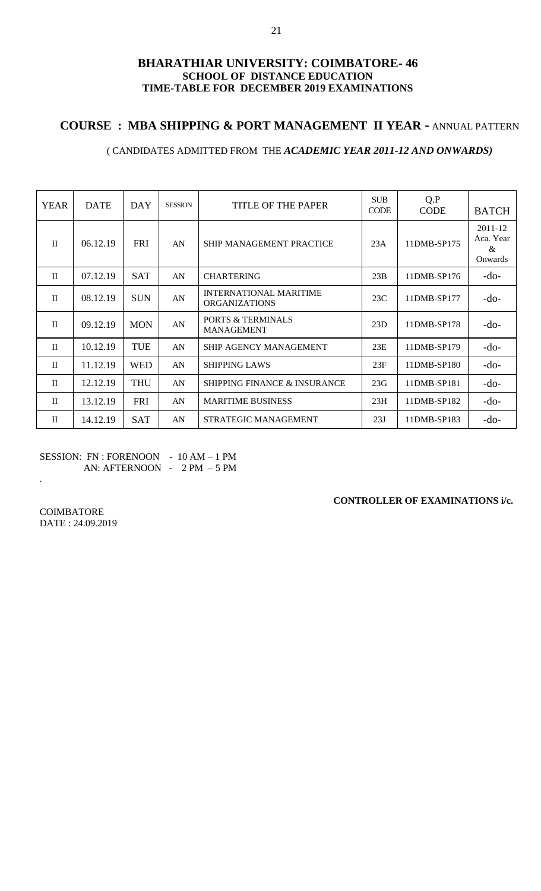# BHARATHIAR UNIVERSITY: COIMBATORE- 46

**SCHOOL OF DISTANCE EDUCATION**

**TIME-TABLE FOR DECEMBER 2019 EXAMINATIONS**

## COURSE : MBA SHIPPING & PORT MANAGEMENT II YEAR - ANNUAL PATTERN

( CANDIDATES ADMITTED FROM THE ***ACADEMIC YEAR 2011-12 AND ONWARDS)***

| YEAR | DATE | DAY | SESSION | TITLE OF THE PAPER | SUB CODE | Q.P CODE | BATCH |
|---|---|---|---|---|---|---|---|
| II | 06.12.19 | FRI | AN | SHIP MANAGEMENT PRACTICE | 23A | 11DMB-SP175 | 2011-12 Aca. Year & Onwards |
| II | 07.12.19 | SAT | AN | CHARTERING | 23B | 11DMB-SP176 | -do- |
| II | 08.12.19 | SUN | AN | INTERNATIONAL MARITIME ORGANIZATIONS | 23C | 11DMB-SP177 | -do- |
| II | 09.12.19 | MON | AN | PORTS & TERMINALS MANAGEMENT | 23D | 11DMB-SP178 | -do- |
| II | 10.12.19 | TUE | AN | SHIP AGENCY MANAGEMENT | 23E | 11DMB-SP179 | -do- |
| II | 11.12.19 | WED | AN | SHIPPING LAWS | 23F | 11DMB-SP180 | -do- |
| II | 12.12.19 | THU | AN | SHIPPING FINANCE & INSURANCE | 23G | 11DMB-SP181 | -do- |
| II | 13.12.19 | FRI | AN | MARITIME BUSINESS | 23H | 11DMB-SP182 | -do- |
| II | 14.12.19 | SAT | AN | STRATEGIC MANAGEMENT | 23J | 11DMB-SP183 | -do- |

SESSION: FN : FORENOON - 10 AM – 1 PM
AN: AFTERNOON - 2 PM – 5 PM

.

**CONTROLLER OF EXAMINATIONS i/c.**

COIMBATORE
DATE : 24.09.2019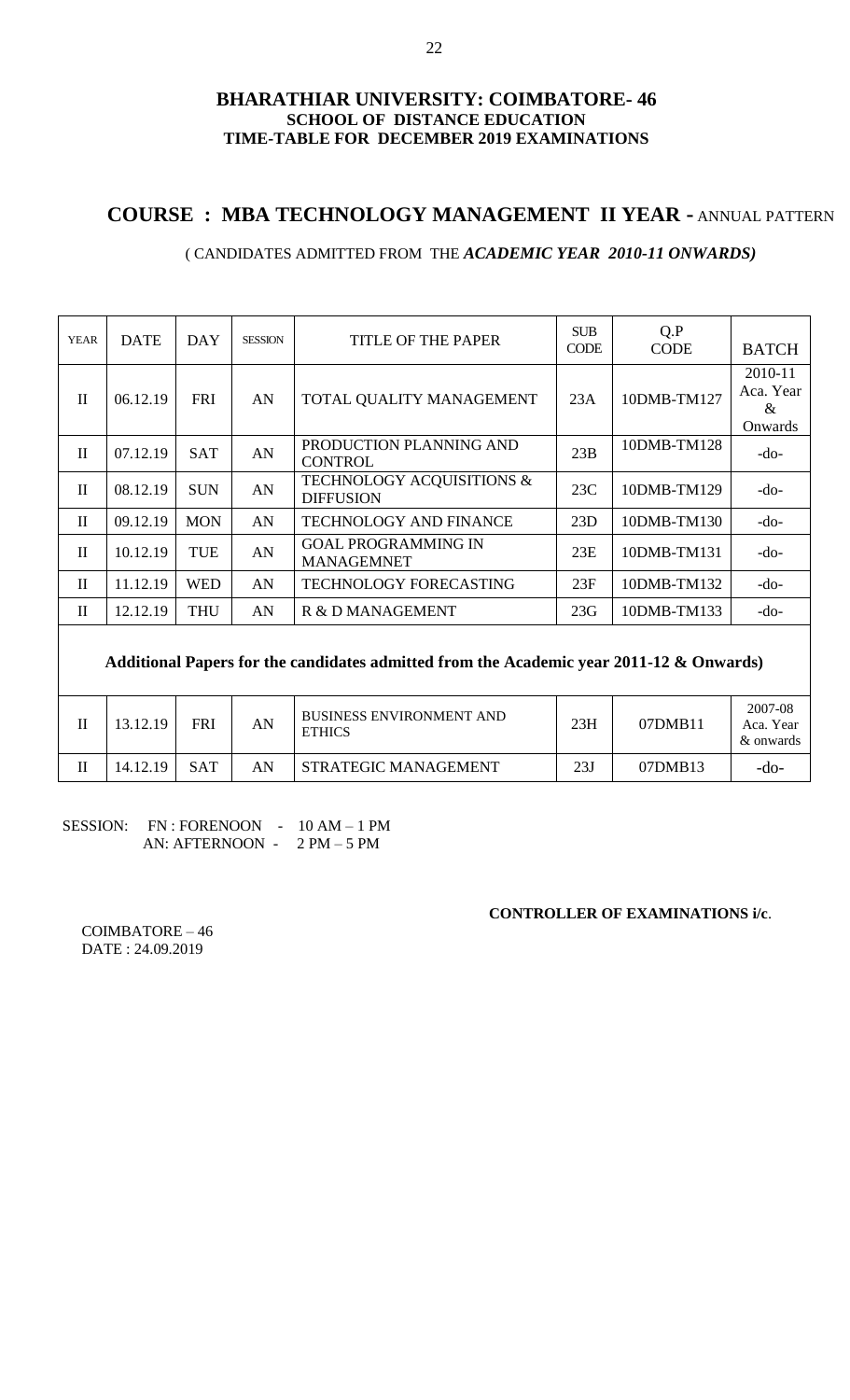# BHARATHIAR UNIVERSITY: COIMBATORE- 46
## SCHOOL OF DISTANCE EDUCATION
## TIME-TABLE FOR DECEMBER 2019 EXAMINATIONS

## COURSE : MBA TECHNOLOGY MANAGEMENT II YEAR - ANNUAL PATTERN

( CANDIDATES ADMITTED FROM THE ***ACADEMIC YEAR 2010-11 ONWARDS)***

| YEAR | DATE | DAY | SESSION | TITLE OF THE PAPER | SUB CODE | Q.P CODE | BATCH |
|---|---|---|---|---|---|---|---|
| II | 06.12.19 | FRI | AN | TOTAL QUALITY MANAGEMENT | 23A | 10DMB-TM127 | 2010-11 Aca. Year & Onwards |
| II | 07.12.19 | SAT | AN | PRODUCTION PLANNING AND CONTROL | 23B | 10DMB-TM128 | -do- |
| II | 08.12.19 | SUN | AN | TECHNOLOGY ACQUISITIONS & DIFFUSION | 23C | 10DMB-TM129 | -do- |
| II | 09.12.19 | MON | AN | TECHNOLOGY AND FINANCE | 23D | 10DMB-TM130 | -do- |
| II | 10.12.19 | TUE | AN | GOAL PROGRAMMING IN MANAGEMNET | 23E | 10DMB-TM131 | -do- |
| II | 11.12.19 | WED | AN | TECHNOLOGY FORECASTING | 23F | 10DMB-TM132 | -do- |
| II | 12.12.19 | THU | AN | R & D MANAGEMENT | 23G | 10DMB-TM133 | -do- |
| **Additional Papers for the candidates admitted from the Academic year 2011-12 & Onwards)** | | | | | | | |
| II | 13.12.19 | FRI | AN | BUSINESS ENVIRONMENT AND ETHICS | 23H | 07DMB11 | 2007-08 Aca. Year & onwards |
| II | 14.12.19 | SAT | AN | STRATEGIC MANAGEMENT | 23J | 07DMB13 | -do- |

SESSION: FN : FORENOON - 10 AM – 1 PM
AN: AFTERNOON - 2 PM – 5 PM

**CONTROLLER OF EXAMINATIONS i/c**.

COIMBATORE – 46
DATE : 24.09.2019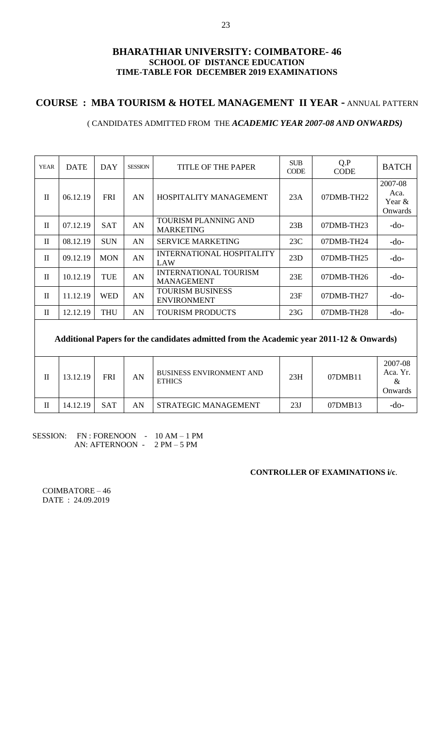# BHARATHIAR UNIVERSITY: COIMBATORE- 46
## SCHOOL OF DISTANCE EDUCATION
## TIME-TABLE FOR DECEMBER 2019 EXAMINATIONS

## COURSE : MBA TOURISM & HOTEL MANAGEMENT II YEAR - ANNUAL PATTERN

( CANDIDATES ADMITTED FROM THE ***ACADEMIC YEAR 2007-08 AND ONWARDS)***

| YEAR | DATE | DAY | SESSION | TITLE OF THE PAPER | SUB CODE | Q.P CODE | BATCH |
|---|---|---|---|---|---|---|---|
| II | 06.12.19 | FRI | AN | HOSPITALITY MANAGEMENT | 23A | 07DMB-TH22 | 2007-08 Aca. Year & Onwards |
| II | 07.12.19 | SAT | AN | TOURISM PLANNING AND MARKETING | 23B | 07DMB-TH23 | -do- |
| II | 08.12.19 | SUN | AN | SERVICE MARKETING | 23C | 07DMB-TH24 | -do- |
| II | 09.12.19 | MON | AN | INTERNATIONAL HOSPITALITY LAW | 23D | 07DMB-TH25 | -do- |
| II | 10.12.19 | TUE | AN | INTERNATIONAL TOURISM MANAGEMENT | 23E | 07DMB-TH26 | -do- |
| II | 11.12.19 | WED | AN | TOURISM BUSINESS ENVIRONMENT | 23F | 07DMB-TH27 | -do- |
| II | 12.12.19 | THU | AN | TOURISM PRODUCTS | 23G | 07DMB-TH28 | -do- |
| **Additional Papers for the candidates admitted from the Academic year 2011-12 & Onwards)** | | | | | | | |
| II | 13.12.19 | FRI | AN | BUSINESS ENVIRONMENT AND ETHICS | 23H | 07DMB11 | 2007-08 Aca. Yr. & Onwards |
| II | 14.12.19 | SAT | AN | STRATEGIC MANAGEMENT | 23J | 07DMB13 | -do- |

SESSION: FN : FORENOON - 10 AM – 1 PM
AN: AFTERNOON - 2 PM – 5 PM

**CONTROLLER OF EXAMINATIONS i/c**.

COIMBATORE – 46
DATE : 24.09.2019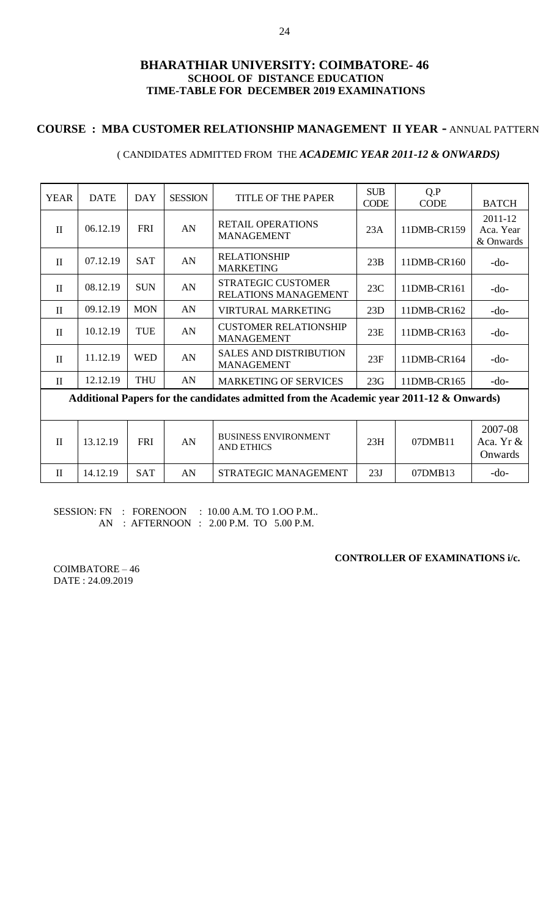# BHARATHIAR UNIVERSITY: COIMBATORE- 46

## SCHOOL OF DISTANCE EDUCATION

## TIME-TABLE FOR DECEMBER 2019 EXAMINATIONS

### COURSE : MBA CUSTOMER RELATIONSHIP MANAGEMENT II YEAR - ANNUAL PATTERN

( CANDIDATES ADMITTED FROM THE ***ACADEMIC YEAR 2011-12 & ONWARDS)***

| YEAR | DATE | DAY | SESSION | TITLE OF THE PAPER | SUB CODE | Q.P CODE | BATCH |
|---|---|---|---|---|---|---|---|
| II | 06.12.19 | FRI | AN | RETAIL OPERATIONS MANAGEMENT | 23A | 11DMB-CR159 | 2011-12 Aca. Year & Onwards |
| II | 07.12.19 | SAT | AN | RELATIONSHIP MARKETING | 23B | 11DMB-CR160 | -do- |
| II | 08.12.19 | SUN | AN | STRATEGIC CUSTOMER RELATIONS MANAGEMENT | 23C | 11DMB-CR161 | -do- |
| II | 09.12.19 | MON | AN | VIRTURAL MARKETING | 23D | 11DMB-CR162 | -do- |
| II | 10.12.19 | TUE | AN | CUSTOMER RELATIONSHIP MANAGEMENT | 23E | 11DMB-CR163 | -do- |
| II | 11.12.19 | WED | AN | SALES AND DISTRIBUTION MANAGEMENT | 23F | 11DMB-CR164 | -do- |
| II | 12.12.19 | THU | AN | MARKETING OF SERVICES | 23G | 11DMB-CR165 | -do- |
| **Additional Papers for the candidates admitted from the Academic year 2011-12 & Onwards)** | | | | | | | |
| II | 13.12.19 | FRI | AN | BUSINESS ENVIRONMENT AND ETHICS | 23H | 07DMB11 | 2007-08 Aca. Yr & Onwards |
| II | 14.12.19 | SAT | AN | STRATEGIC MANAGEMENT | 23J | 07DMB13 | -do- |

SESSION: FN : FORENOON : 10.00 A.M. TO 1.OO P.M..
AN : AFTERNOON : 2.00 P.M. TO 5.00 P.M.

**CONTROLLER OF EXAMINATIONS i/c.**

COIMBATORE – 46
DATE : 24.09.2019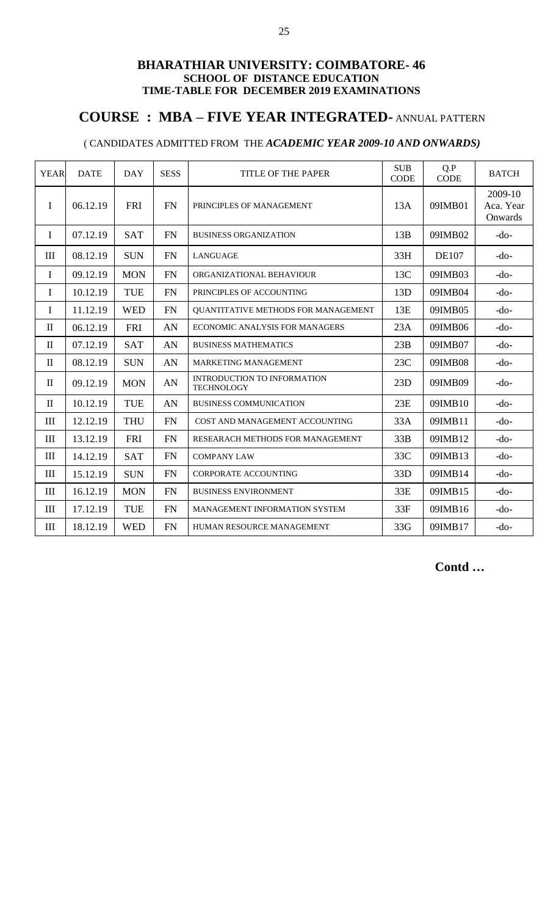**BHARATHIAR UNIVERSITY: COIMBATORE- 46**
**SCHOOL OF DISTANCE EDUCATION**
**TIME-TABLE FOR DECEMBER 2019 EXAMINATIONS**

## COURSE : MBA – FIVE YEAR INTEGRATED- ANNUAL PATTERN

( CANDIDATES ADMITTED FROM THE ***ACADEMIC YEAR 2009-10 AND ONWARDS)***

| YEAR | DATE | DAY | SESS | TITLE OF THE PAPER | SUB CODE | Q.P CODE | BATCH |
|---|---|---|---|---|---|---|---|
| I | 06.12.19 | FRI | FN | PRINCIPLES OF MANAGEMENT | 13A | 09IMB01 | 2009-10 Aca. Year Onwards |
| I | 07.12.19 | SAT | FN | BUSINESS ORGANIZATION | 13B | 09IMB02 | -do- |
| III | 08.12.19 | SUN | FN | LANGUAGE | 33H | DE107 | -do- |
| I | 09.12.19 | MON | FN | ORGANIZATIONAL BEHAVIOUR | 13C | 09IMB03 | -do- |
| I | 10.12.19 | TUE | FN | PRINCIPLES OF ACCOUNTING | 13D | 09IMB04 | -do- |
| I | 11.12.19 | WED | FN | QUANTITATIVE METHODS FOR MANAGEMENT | 13E | 09IMB05 | -do- |
| II | 06.12.19 | FRI | AN | ECONOMIC ANALYSIS FOR MANAGERS | 23A | 09IMB06 | -do- |
| II | 07.12.19 | SAT | AN | BUSINESS MATHEMATICS | 23B | 09IMB07 | -do- |
| II | 08.12.19 | SUN | AN | MARKETING MANAGEMENT | 23C | 09IMB08 | -do- |
| II | 09.12.19 | MON | AN | INTRODUCTION TO INFORMATION TECHNOLOGY | 23D | 09IMB09 | -do- |
| II | 10.12.19 | TUE | AN | BUSINESS COMMUNICATION | 23E | 09IMB10 | -do- |
| III | 12.12.19 | THU | FN | COST AND MANAGEMENT ACCOUNTING | 33A | 09IMB11 | -do- |
| III | 13.12.19 | FRI | FN | RESEARACH METHODS FOR MANAGEMENT | 33B | 09IMB12 | -do- |
| III | 14.12.19 | SAT | FN | COMPANY LAW | 33C | 09IMB13 | -do- |
| III | 15.12.19 | SUN | FN | CORPORATE ACCOUNTING | 33D | 09IMB14 | -do- |
| III | 16.12.19 | MON | FN | BUSINESS ENVIRONMENT | 33E | 09IMB15 | -do- |
| III | 17.12.19 | TUE | FN | MANAGEMENT INFORMATION SYSTEM | 33F | 09IMB16 | -do- |
| III | 18.12.19 | WED | FN | HUMAN RESOURCE MANAGEMENT | 33G | 09IMB17 | -do- |

**Contd …**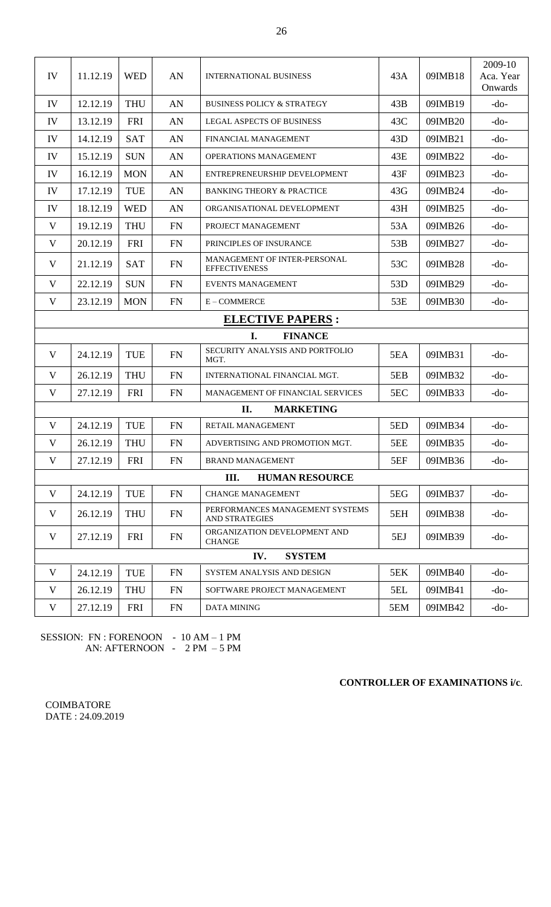| | | | | | | | |
|---|---|---|---|---|---|---|---|
| IV | 11.12.19 | WED | AN | INTERNATIONAL BUSINESS | 43A | 09IMB18 | 2009-10 Aca. Year Onwards |
| IV | 12.12.19 | THU | AN | BUSINESS POLICY & STRATEGY | 43B | 09IMB19 | -do- |
| IV | 13.12.19 | FRI | AN | LEGAL ASPECTS OF BUSINESS | 43C | 09IMB20 | -do- |
| IV | 14.12.19 | SAT | AN | FINANCIAL MANAGEMENT | 43D | 09IMB21 | -do- |
| IV | 15.12.19 | SUN | AN | OPERATIONS MANAGEMENT | 43E | 09IMB22 | -do- |
| IV | 16.12.19 | MON | AN | ENTREPRENEURSHIP DEVELOPMENT | 43F | 09IMB23 | -do- |
| IV | 17.12.19 | TUE | AN | BANKING THEORY & PRACTICE | 43G | 09IMB24 | -do- |
| IV | 18.12.19 | WED | AN | ORGANISATIONAL DEVELOPMENT | 43H | 09IMB25 | -do- |
| V | 19.12.19 | THU | FN | PROJECT MANAGEMENT | 53A | 09IMB26 | -do- |
| V | 20.12.19 | FRI | FN | PRINCIPLES OF INSURANCE | 53B | 09IMB27 | -do- |
| V | 21.12.19 | SAT | FN | MANAGEMENT OF INTER-PERSONAL EFFECTIVENESS | 53C | 09IMB28 | -do- |
| V | 22.12.19 | SUN | FN | EVENTS MANAGEMENT | 53D | 09IMB29 | -do- |
| V | 23.12.19 | MON | FN | E – COMMERCE | 53E | 09IMB30 | -do- |
| | | | | **ELECTIVE PAPERS :** | | | |
| | | | | **I. FINANCE** | | | |
| V | 24.12.19 | TUE | FN | SECURITY ANALYSIS AND PORTFOLIO MGT. | 5EA | 09IMB31 | -do- |
| V | 26.12.19 | THU | FN | INTERNATIONAL FINANCIAL MGT. | 5EB | 09IMB32 | -do- |
| V | 27.12.19 | FRI | FN | MANAGEMENT OF FINANCIAL SERVICES | 5EC | 09IMB33 | -do- |
| | | | | **II. MARKETING** | | | |
| V | 24.12.19 | TUE | FN | RETAIL MANAGEMENT | 5ED | 09IMB34 | -do- |
| V | 26.12.19 | THU | FN | ADVERTISING AND PROMOTION MGT. | 5EE | 09IMB35 | -do- |
| V | 27.12.19 | FRI | FN | BRAND MANAGEMENT | 5EF | 09IMB36 | -do- |
| | | | | **III. HUMAN RESOURCE** | | | |
| V | 24.12.19 | TUE | FN | CHANGE MANAGEMENT | 5EG | 09IMB37 | -do- |
| V | 26.12.19 | THU | FN | PERFORMANCES MANAGEMENT SYSTEMS AND STRATEGIES | 5EH | 09IMB38 | -do- |
| V | 27.12.19 | FRI | FN | ORGANIZATION DEVELOPMENT AND CHANGE | 5EJ | 09IMB39 | -do- |
| | | | | **IV. SYSTEM** | | | |
| V | 24.12.19 | TUE | FN | SYSTEM ANALYSIS AND DESIGN | 5EK | 09IMB40 | -do- |
| V | 26.12.19 | THU | FN | SOFTWARE PROJECT MANAGEMENT | 5EL | 09IMB41 | -do- |
| V | 27.12.19 | FRI | FN | DATA MINING | 5EM | 09IMB42 | -do- |

SESSION: FN : FORENOON - 10 AM – 1 PM
AN: AFTERNOON - 2 PM – 5 PM

**CONTROLLER OF EXAMINATIONS i/c.**

COIMBATORE
DATE : 24.09.2019